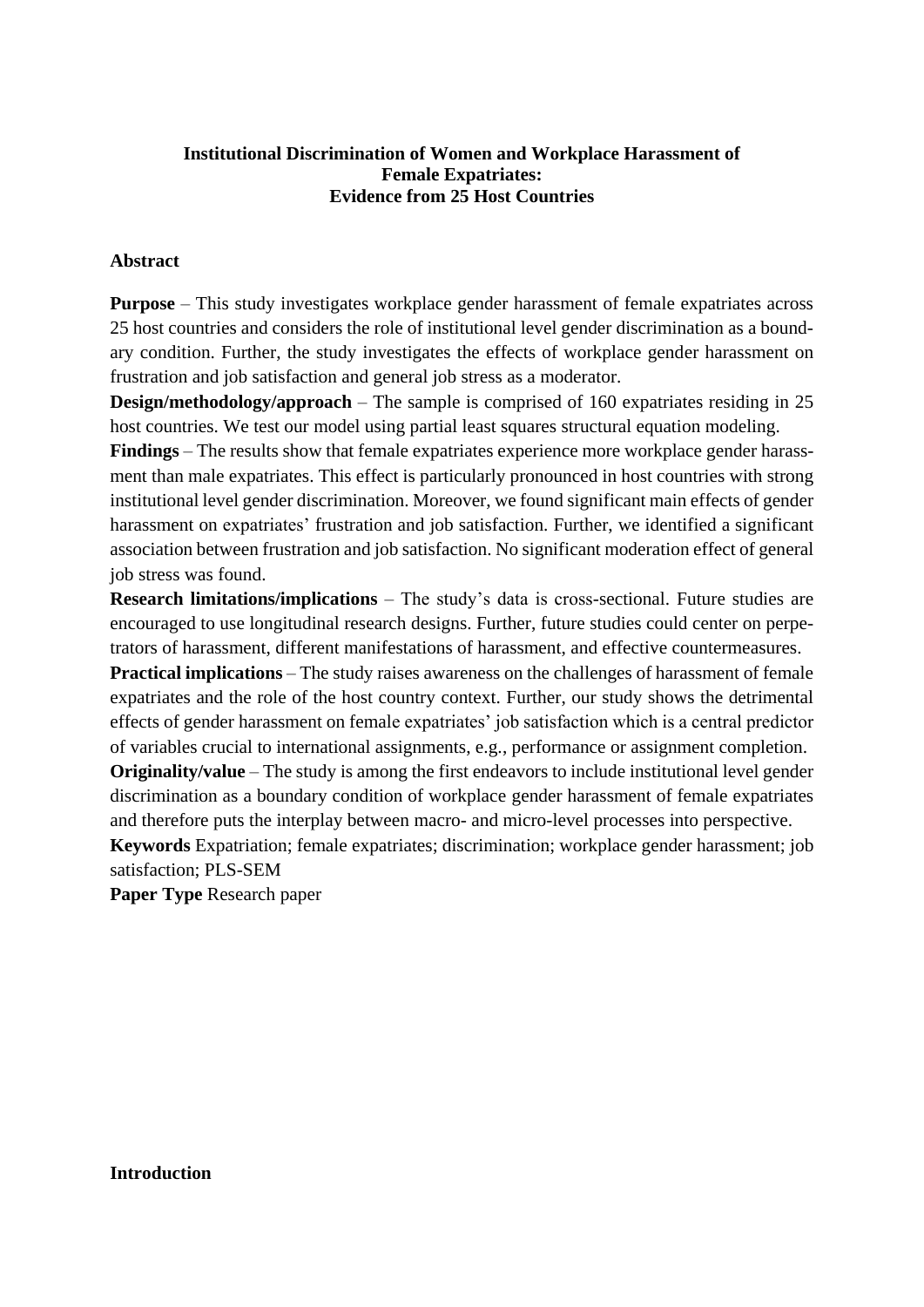# Institutional Discrimination of Women and Workplace Harassment of Female Expatriates: Evidence from 25 Host Countries

## Abstract

**Purpose** – This study investigates workplace gender harassment of female expatriates across 25 host countries and considers the role of institutional level gender discrimination as a boundary condition. Further, the study investigates the effects of workplace gender harassment on frustration and job satisfaction and general job stress as a moderator.

**Design/methodology/approach** – The sample is comprised of 160 expatriates residing in 25 host countries. We test our model using partial least squares structural equation modeling.

**Findings** – The results show that female expatriates experience more workplace gender harassment than male expatriates. This effect is particularly pronounced in host countries with strong institutional level gender discrimination. Moreover, we found significant main effects of gender harassment on expatriates' frustration and job satisfaction. Further, we identified a significant association between frustration and job satisfaction. No significant moderation effect of general job stress was found.

**Research limitations/implications** – The study's data is cross-sectional. Future studies are encouraged to use longitudinal research designs. Further, future studies could center on perpetrators of harassment, different manifestations of harassment, and effective countermeasures.

**Practical implications** – The study raises awareness on the challenges of harassment of female expatriates and the role of the host country context. Further, our study shows the detrimental effects of gender harassment on female expatriates' job satisfaction which is a central predictor of variables crucial to international assignments, e.g., performance or assignment completion.

**Originality/value** – The study is among the first endeavors to include institutional level gender discrimination as a boundary condition of workplace gender harassment of female expatriates and therefore puts the interplay between macro- and micro-level processes into perspective.

**Keywords** Expatriation; female expatriates; discrimination; workplace gender harassment; job satisfaction; PLS-SEM

**Paper Type** Research paper

## Introduction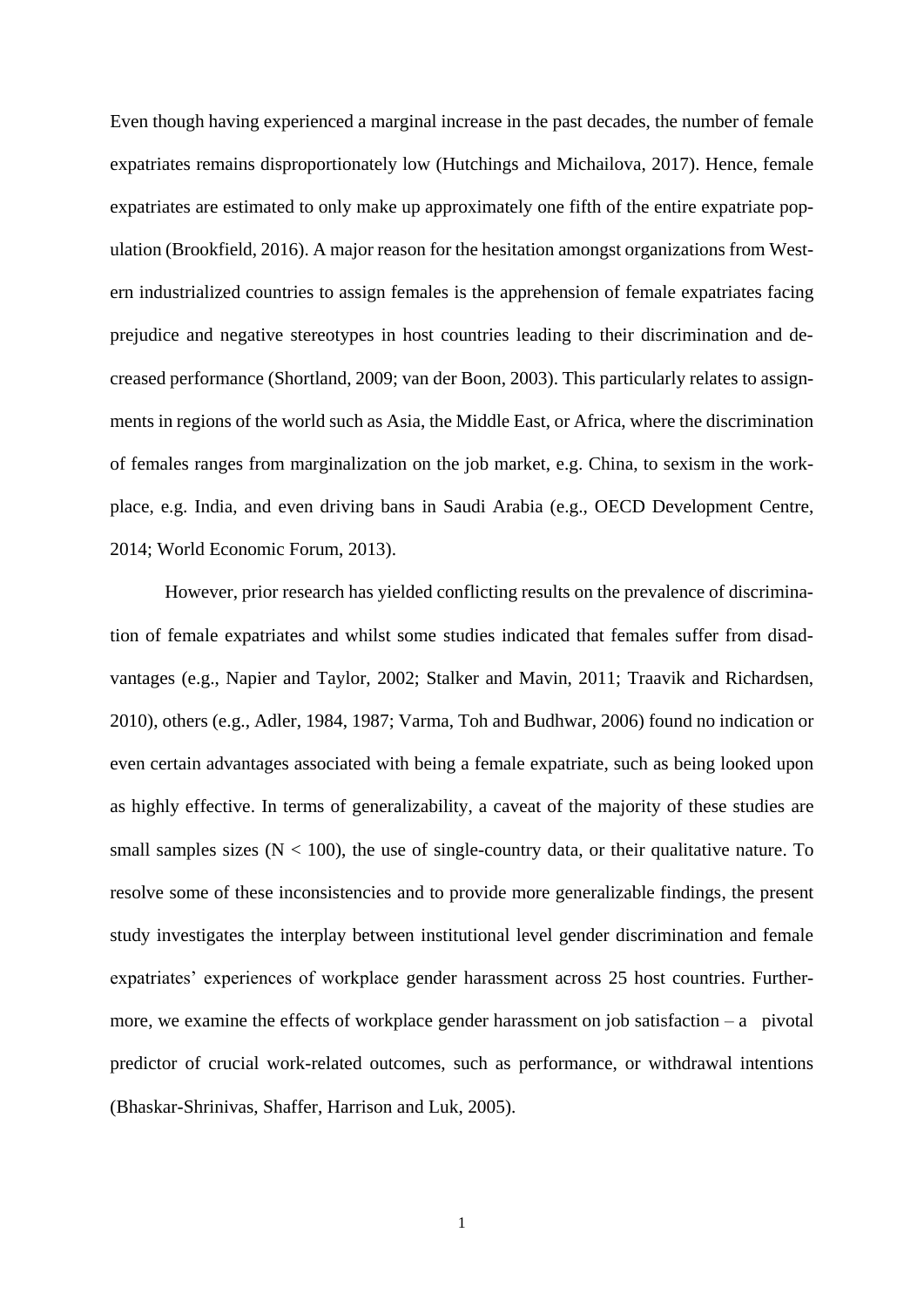Even though having experienced a marginal increase in the past decades, the number of female expatriates remains disproportionately low (Hutchings and Michailova, 2017). Hence, female expatriates are estimated to only make up approximately one fifth of the entire expatriate population (Brookfield, 2016). A major reason for the hesitation amongst organizations from Western industrialized countries to assign females is the apprehension of female expatriates facing prejudice and negative stereotypes in host countries leading to their discrimination and decreased performance (Shortland, 2009; van der Boon, 2003). This particularly relates to assignments in regions of the world such as Asia, the Middle East, or Africa, where the discrimination of females ranges from marginalization on the job market, e.g. China, to sexism in the workplace, e.g. India, and even driving bans in Saudi Arabia (e.g., OECD Development Centre, 2014; World Economic Forum, 2013).

However, prior research has yielded conflicting results on the prevalence of discrimination of female expatriates and whilst some studies indicated that females suffer from disadvantages (e.g., Napier and Taylor, 2002; Stalker and Mavin, 2011; Traavik and Richardsen, 2010), others (e.g., Adler, 1984, 1987; Varma, Toh and Budhwar, 2006) found no indication or even certain advantages associated with being a female expatriate, such as being looked upon as highly effective. In terms of generalizability, a caveat of the majority of these studies are small samples sizes ($N < 100$), the use of single-country data, or their qualitative nature. To resolve some of these inconsistencies and to provide more generalizable findings, the present study investigates the interplay between institutional level gender discrimination and female expatriates' experiences of workplace gender harassment across 25 host countries. Furthermore, we examine the effects of workplace gender harassment on job satisfaction – a pivotal predictor of crucial work-related outcomes, such as performance, or withdrawal intentions (Bhaskar-Shrinivas, Shaffer, Harrison and Luk, 2005).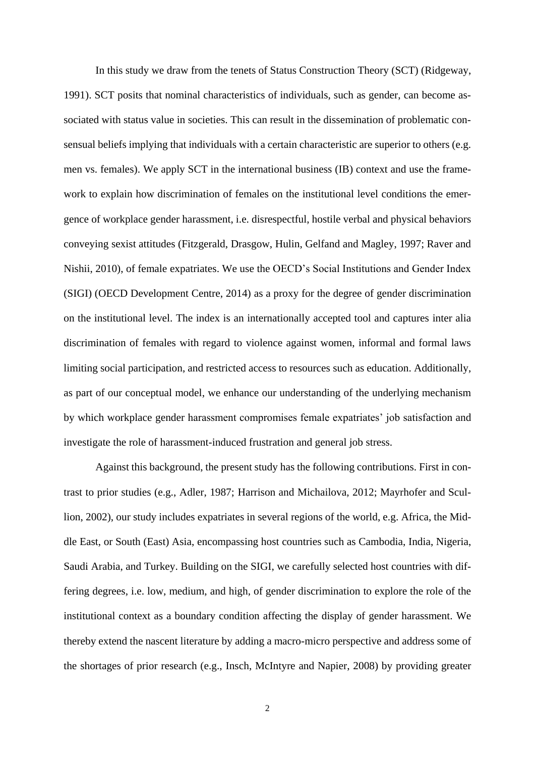In this study we draw from the tenets of Status Construction Theory (SCT) (Ridgeway, 1991). SCT posits that nominal characteristics of individuals, such as gender, can become associated with status value in societies. This can result in the dissemination of problematic consensual beliefs implying that individuals with a certain characteristic are superior to others (e.g. men vs. females). We apply SCT in the international business (IB) context and use the framework to explain how discrimination of females on the institutional level conditions the emergence of workplace gender harassment, i.e. disrespectful, hostile verbal and physical behaviors conveying sexist attitudes (Fitzgerald, Drasgow, Hulin, Gelfand and Magley, 1997; Raver and Nishii, 2010), of female expatriates. We use the OECD's Social Institutions and Gender Index (SIGI) (OECD Development Centre, 2014) as a proxy for the degree of gender discrimination on the institutional level. The index is an internationally accepted tool and captures inter alia discrimination of females with regard to violence against women, informal and formal laws limiting social participation, and restricted access to resources such as education. Additionally, as part of our conceptual model, we enhance our understanding of the underlying mechanism by which workplace gender harassment compromises female expatriates' job satisfaction and investigate the role of harassment-induced frustration and general job stress.

Against this background, the present study has the following contributions. First in contrast to prior studies (e.g., Adler, 1987; Harrison and Michailova, 2012; Mayrhofer and Scullion, 2002), our study includes expatriates in several regions of the world, e.g. Africa, the Middle East, or South (East) Asia, encompassing host countries such as Cambodia, India, Nigeria, Saudi Arabia, and Turkey. Building on the SIGI, we carefully selected host countries with differing degrees, i.e. low, medium, and high, of gender discrimination to explore the role of the institutional context as a boundary condition affecting the display of gender harassment. We thereby extend the nascent literature by adding a macro-micro perspective and address some of the shortages of prior research (e.g., Insch, McIntyre and Napier, 2008) by providing greater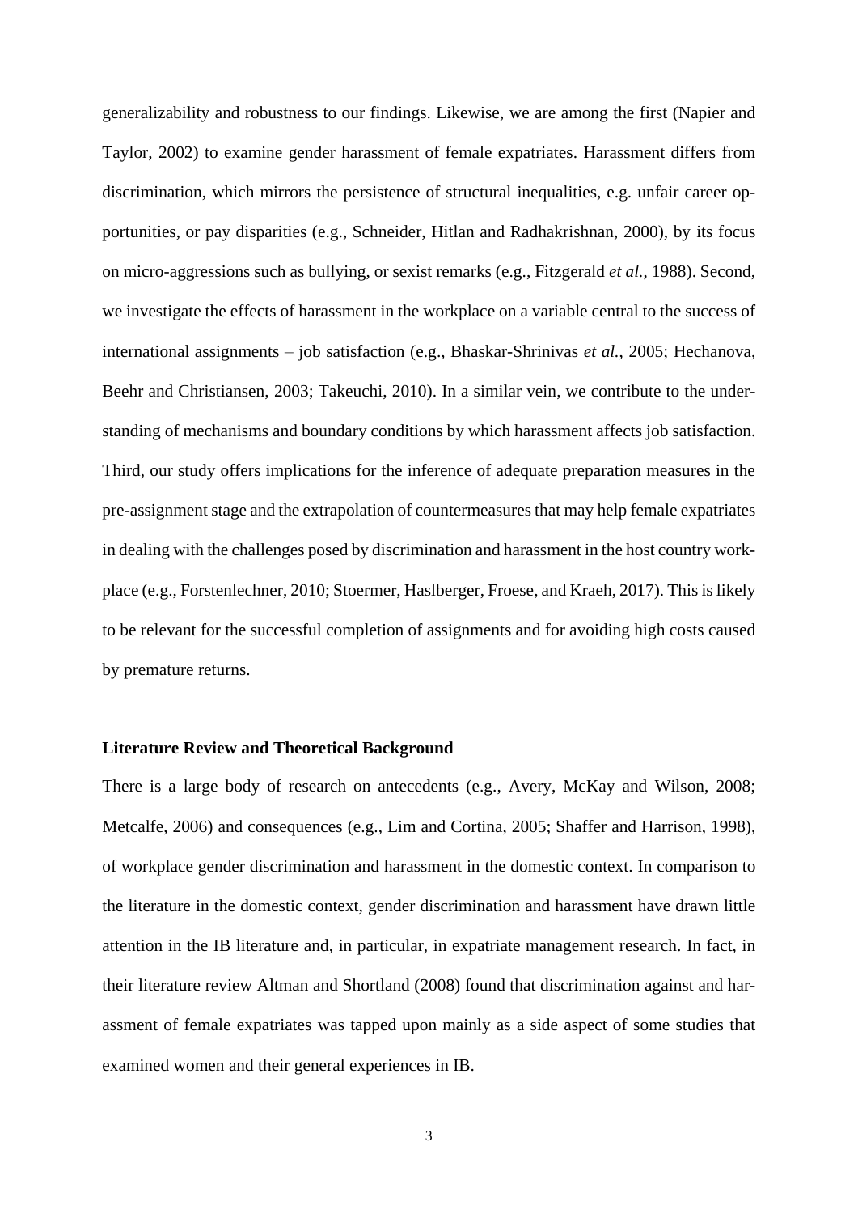generalizability and robustness to our findings. Likewise, we are among the first (Napier and Taylor, 2002) to examine gender harassment of female expatriates. Harassment differs from discrimination, which mirrors the persistence of structural inequalities, e.g. unfair career opportunities, or pay disparities (e.g., Schneider, Hitlan and Radhakrishnan, 2000), by its focus on micro-aggressions such as bullying, or sexist remarks (e.g., Fitzgerald *et al.*, 1988). Second, we investigate the effects of harassment in the workplace on a variable central to the success of international assignments – job satisfaction (e.g., Bhaskar-Shrinivas *et al.*, 2005; Hechanova, Beehr and Christiansen, 2003; Takeuchi, 2010). In a similar vein, we contribute to the understanding of mechanisms and boundary conditions by which harassment affects job satisfaction. Third, our study offers implications for the inference of adequate preparation measures in the pre-assignment stage and the extrapolation of countermeasures that may help female expatriates in dealing with the challenges posed by discrimination and harassment in the host country workplace (e.g., Forstenlechner, 2010; Stoermer, Haslberger, Froese, and Kraeh, 2017). This is likely to be relevant for the successful completion of assignments and for avoiding high costs caused by premature returns.

## Literature Review and Theoretical Background

There is a large body of research on antecedents (e.g., Avery, McKay and Wilson, 2008; Metcalfe, 2006) and consequences (e.g., Lim and Cortina, 2005; Shaffer and Harrison, 1998), of workplace gender discrimination and harassment in the domestic context. In comparison to the literature in the domestic context, gender discrimination and harassment have drawn little attention in the IB literature and, in particular, in expatriate management research. In fact, in their literature review Altman and Shortland (2008) found that discrimination against and harassment of female expatriates was tapped upon mainly as a side aspect of some studies that examined women and their general experiences in IB.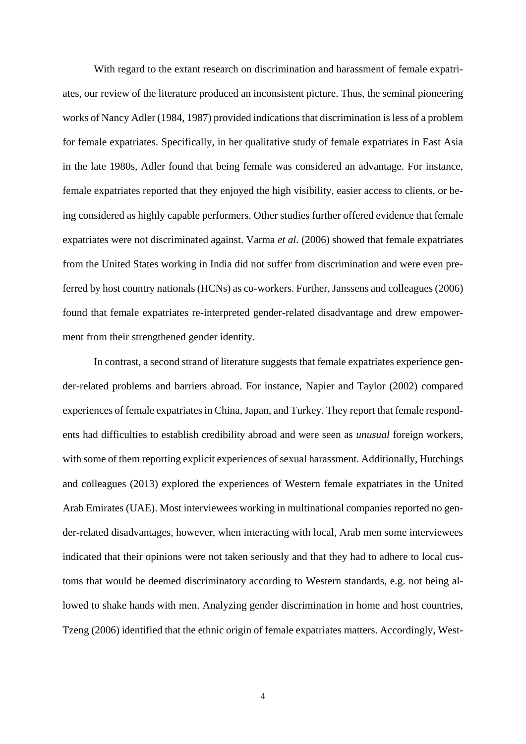With regard to the extant research on discrimination and harassment of female expatriates, our review of the literature produced an inconsistent picture. Thus, the seminal pioneering works of Nancy Adler (1984, 1987) provided indications that discrimination is less of a problem for female expatriates. Specifically, in her qualitative study of female expatriates in East Asia in the late 1980s, Adler found that being female was considered an advantage. For instance, female expatriates reported that they enjoyed the high visibility, easier access to clients, or being considered as highly capable performers. Other studies further offered evidence that female expatriates were not discriminated against. Varma *et al*. (2006) showed that female expatriates from the United States working in India did not suffer from discrimination and were even preferred by host country nationals (HCNs) as co-workers. Further, Janssens and colleagues (2006) found that female expatriates re-interpreted gender-related disadvantage and drew empowerment from their strengthened gender identity.

In contrast, a second strand of literature suggests that female expatriates experience gender-related problems and barriers abroad. For instance, Napier and Taylor (2002) compared experiences of female expatriates in China, Japan, and Turkey. They report that female respondents had difficulties to establish credibility abroad and were seen as *unusual* foreign workers, with some of them reporting explicit experiences of sexual harassment. Additionally, Hutchings and colleagues (2013) explored the experiences of Western female expatriates in the United Arab Emirates (UAE). Most interviewees working in multinational companies reported no gender-related disadvantages, however, when interacting with local, Arab men some interviewees indicated that their opinions were not taken seriously and that they had to adhere to local customs that would be deemed discriminatory according to Western standards, e.g. not being allowed to shake hands with men. Analyzing gender discrimination in home and host countries, Tzeng (2006) identified that the ethnic origin of female expatriates matters. Accordingly, West-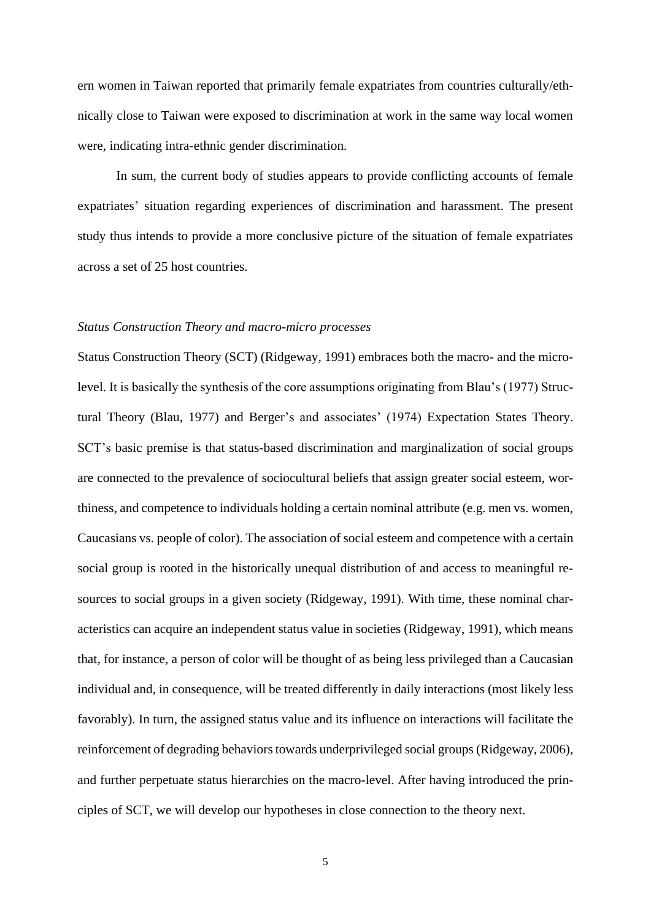ern women in Taiwan reported that primarily female expatriates from countries culturally/ethnically close to Taiwan were exposed to discrimination at work in the same way local women were, indicating intra-ethnic gender discrimination.

In sum, the current body of studies appears to provide conflicting accounts of female expatriates' situation regarding experiences of discrimination and harassment. The present study thus intends to provide a more conclusive picture of the situation of female expatriates across a set of 25 host countries.

*Status Construction Theory and macro-micro processes*

Status Construction Theory (SCT) (Ridgeway, 1991) embraces both the macro- and the micro-level. It is basically the synthesis of the core assumptions originating from Blau's (1977) Structural Theory (Blau, 1977) and Berger's and associates' (1974) Expectation States Theory. SCT's basic premise is that status-based discrimination and marginalization of social groups are connected to the prevalence of sociocultural beliefs that assign greater social esteem, worthiness, and competence to individuals holding a certain nominal attribute (e.g. men vs. women, Caucasians vs. people of color). The association of social esteem and competence with a certain social group is rooted in the historically unequal distribution of and access to meaningful resources to social groups in a given society (Ridgeway, 1991). With time, these nominal characteristics can acquire an independent status value in societies (Ridgeway, 1991), which means that, for instance, a person of color will be thought of as being less privileged than a Caucasian individual and, in consequence, will be treated differently in daily interactions (most likely less favorably). In turn, the assigned status value and its influence on interactions will facilitate the reinforcement of degrading behaviors towards underprivileged social groups (Ridgeway, 2006), and further perpetuate status hierarchies on the macro-level. After having introduced the principles of SCT, we will develop our hypotheses in close connection to the theory next.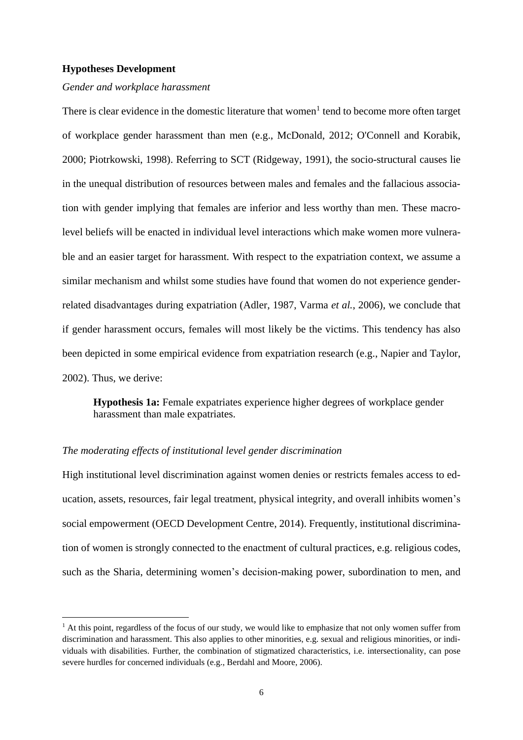**Hypotheses Development**

*Gender and workplace harassment*

There is clear evidence in the domestic literature that women[1] tend to become more often target of workplace gender harassment than men (e.g., McDonald, 2012; O'Connell and Korabik, 2000; Piotrkowski, 1998). Referring to SCT (Ridgeway, 1991), the socio-structural causes lie in the unequal distribution of resources between males and females and the fallacious association with gender implying that females are inferior and less worthy than men. These macro-level beliefs will be enacted in individual level interactions which make women more vulnerable and an easier target for harassment. With respect to the expatriation context, we assume a similar mechanism and whilst some studies have found that women do not experience gender-related disadvantages during expatriation (Adler, 1987, Varma *et al.*, 2006), we conclude that if gender harassment occurs, females will most likely be the victims. This tendency has also been depicted in some empirical evidence from expatriation research (e.g., Napier and Taylor, 2002). Thus, we derive:

> **Hypothesis 1a:** Female expatriates experience higher degrees of workplace gender harassment than male expatriates.

*The moderating effects of institutional level gender discrimination*

High institutional level discrimination against women denies or restricts females access to education, assets, resources, fair legal treatment, physical integrity, and overall inhibits women's social empowerment (OECD Development Centre, 2014). Frequently, institutional discrimination of women is strongly connected to the enactment of cultural practices, e.g. religious codes, such as the Sharia, determining women's decision-making power, subordination to men, and

[1] At this point, regardless of the focus of our study, we would like to emphasize that not only women suffer from discrimination and harassment. This also applies to other minorities, e.g. sexual and religious minorities, or individuals with disabilities. Further, the combination of stigmatized characteristics, i.e. intersectionality, can pose severe hurdles for concerned individuals (e.g., Berdahl and Moore, 2006).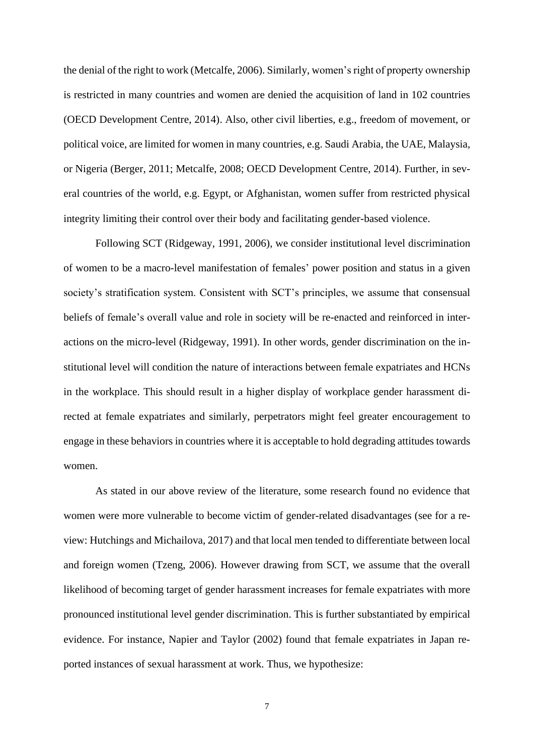the denial of the right to work (Metcalfe, 2006). Similarly, women's right of property ownership is restricted in many countries and women are denied the acquisition of land in 102 countries (OECD Development Centre, 2014). Also, other civil liberties, e.g., freedom of movement, or political voice, are limited for women in many countries, e.g. Saudi Arabia, the UAE, Malaysia, or Nigeria (Berger, 2011; Metcalfe, 2008; OECD Development Centre, 2014). Further, in several countries of the world, e.g. Egypt, or Afghanistan, women suffer from restricted physical integrity limiting their control over their body and facilitating gender-based violence.

Following SCT (Ridgeway, 1991, 2006), we consider institutional level discrimination of women to be a macro-level manifestation of females' power position and status in a given society's stratification system. Consistent with SCT's principles, we assume that consensual beliefs of female's overall value and role in society will be re-enacted and reinforced in interactions on the micro-level (Ridgeway, 1991). In other words, gender discrimination on the institutional level will condition the nature of interactions between female expatriates and HCNs in the workplace. This should result in a higher display of workplace gender harassment directed at female expatriates and similarly, perpetrators might feel greater encouragement to engage in these behaviors in countries where it is acceptable to hold degrading attitudes towards women.

As stated in our above review of the literature, some research found no evidence that women were more vulnerable to become victim of gender-related disadvantages (see for a review: Hutchings and Michailova, 2017) and that local men tended to differentiate between local and foreign women (Tzeng, 2006). However drawing from SCT, we assume that the overall likelihood of becoming target of gender harassment increases for female expatriates with more pronounced institutional level gender discrimination. This is further substantiated by empirical evidence. For instance, Napier and Taylor (2002) found that female expatriates in Japan reported instances of sexual harassment at work. Thus, we hypothesize: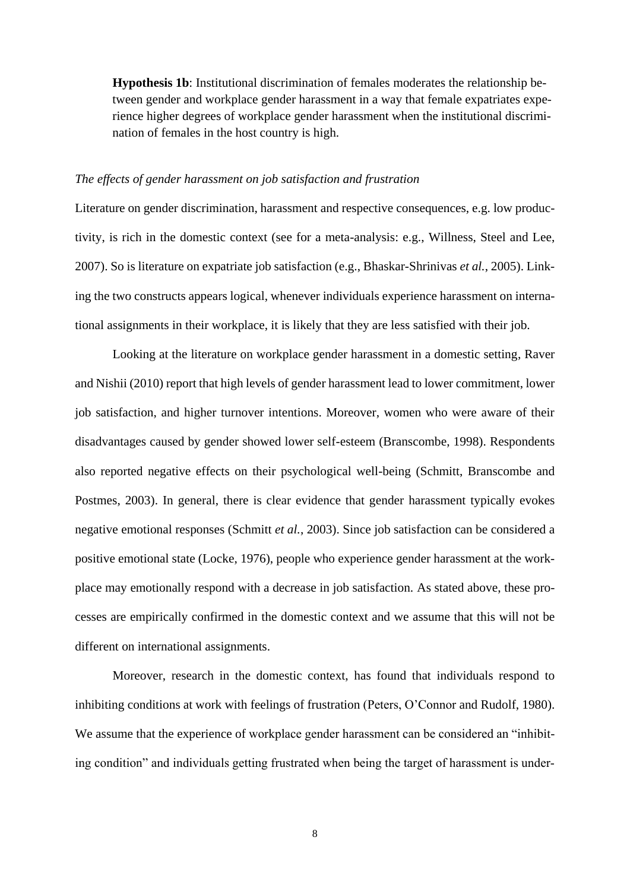**Hypothesis 1b**: Institutional discrimination of females moderates the relationship between gender and workplace gender harassment in a way that female expatriates experience higher degrees of workplace gender harassment when the institutional discrimination of females in the host country is high.

*The effects of gender harassment on job satisfaction and frustration*

Literature on gender discrimination, harassment and respective consequences, e.g. low productivity, is rich in the domestic context (see for a meta-analysis: e.g., Willness, Steel and Lee, 2007). So is literature on expatriate job satisfaction (e.g., Bhaskar-Shrinivas *et al.*, 2005). Linking the two constructs appears logical, whenever individuals experience harassment on international assignments in their workplace, it is likely that they are less satisfied with their job.

Looking at the literature on workplace gender harassment in a domestic setting, Raver and Nishii (2010) report that high levels of gender harassment lead to lower commitment, lower job satisfaction, and higher turnover intentions. Moreover, women who were aware of their disadvantages caused by gender showed lower self-esteem (Branscombe, 1998). Respondents also reported negative effects on their psychological well-being (Schmitt, Branscombe and Postmes, 2003). In general, there is clear evidence that gender harassment typically evokes negative emotional responses (Schmitt *et al.*, 2003). Since job satisfaction can be considered a positive emotional state (Locke, 1976), people who experience gender harassment at the workplace may emotionally respond with a decrease in job satisfaction. As stated above, these processes are empirically confirmed in the domestic context and we assume that this will not be different on international assignments.

Moreover, research in the domestic context, has found that individuals respond to inhibiting conditions at work with feelings of frustration (Peters, O'Connor and Rudolf, 1980). We assume that the experience of workplace gender harassment can be considered an "inhibiting condition" and individuals getting frustrated when being the target of harassment is under-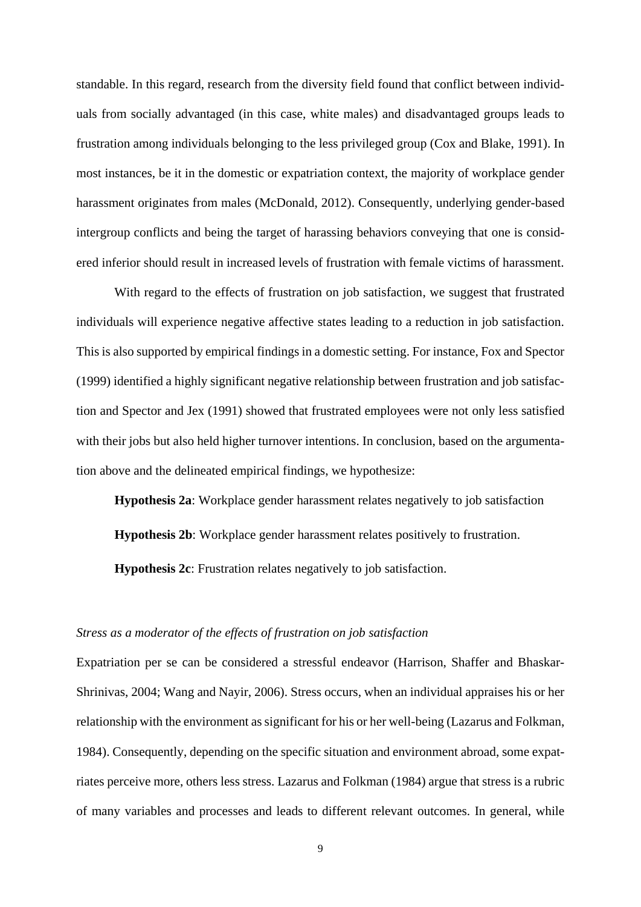standable. In this regard, research from the diversity field found that conflict between individuals from socially advantaged (in this case, white males) and disadvantaged groups leads to frustration among individuals belonging to the less privileged group (Cox and Blake, 1991). In most instances, be it in the domestic or expatriation context, the majority of workplace gender harassment originates from males (McDonald, 2012). Consequently, underlying gender-based intergroup conflicts and being the target of harassing behaviors conveying that one is considered inferior should result in increased levels of frustration with female victims of harassment.

With regard to the effects of frustration on job satisfaction, we suggest that frustrated individuals will experience negative affective states leading to a reduction in job satisfaction. This is also supported by empirical findings in a domestic setting. For instance, Fox and Spector (1999) identified a highly significant negative relationship between frustration and job satisfaction and Spector and Jex (1991) showed that frustrated employees were not only less satisfied with their jobs but also held higher turnover intentions. In conclusion, based on the argumentation above and the delineated empirical findings, we hypothesize:

**Hypothesis 2a**: Workplace gender harassment relates negatively to job satisfaction

**Hypothesis 2b**: Workplace gender harassment relates positively to frustration.

**Hypothesis 2c**: Frustration relates negatively to job satisfaction.

*Stress as a moderator of the effects of frustration on job satisfaction*

Expatriation per se can be considered a stressful endeavor (Harrison, Shaffer and Bhaskar-Shrinivas, 2004; Wang and Nayir, 2006). Stress occurs, when an individual appraises his or her relationship with the environment as significant for his or her well-being (Lazarus and Folkman, 1984). Consequently, depending on the specific situation and environment abroad, some expatriates perceive more, others less stress. Lazarus and Folkman (1984) argue that stress is a rubric of many variables and processes and leads to different relevant outcomes. In general, while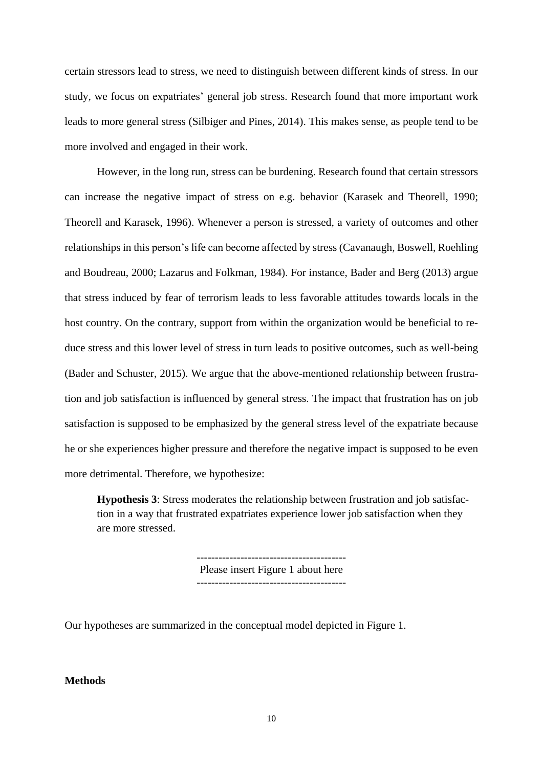certain stressors lead to stress, we need to distinguish between different kinds of stress. In our study, we focus on expatriates' general job stress. Research found that more important work leads to more general stress (Silbiger and Pines, 2014). This makes sense, as people tend to be more involved and engaged in their work.

However, in the long run, stress can be burdening. Research found that certain stressors can increase the negative impact of stress on e.g. behavior (Karasek and Theorell, 1990; Theorell and Karasek, 1996). Whenever a person is stressed, a variety of outcomes and other relationships in this person's life can become affected by stress (Cavanaugh, Boswell, Roehling and Boudreau, 2000; Lazarus and Folkman, 1984). For instance, Bader and Berg (2013) argue that stress induced by fear of terrorism leads to less favorable attitudes towards locals in the host country. On the contrary, support from within the organization would be beneficial to reduce stress and this lower level of stress in turn leads to positive outcomes, such as well-being (Bader and Schuster, 2015). We argue that the above-mentioned relationship between frustration and job satisfaction is influenced by general stress. The impact that frustration has on job satisfaction is supposed to be emphasized by the general stress level of the expatriate because he or she experiences higher pressure and therefore the negative impact is supposed to be even more detrimental. Therefore, we hypothesize:

> **Hypothesis 3**: Stress moderates the relationship between frustration and job satisfaction in a way that frustrated expatriates experience lower job satisfaction when they are more stressed.

----------------------------------------
Please insert Figure 1 about here
----------------------------------------

Our hypotheses are summarized in the conceptual model depicted in Figure 1.

**Methods**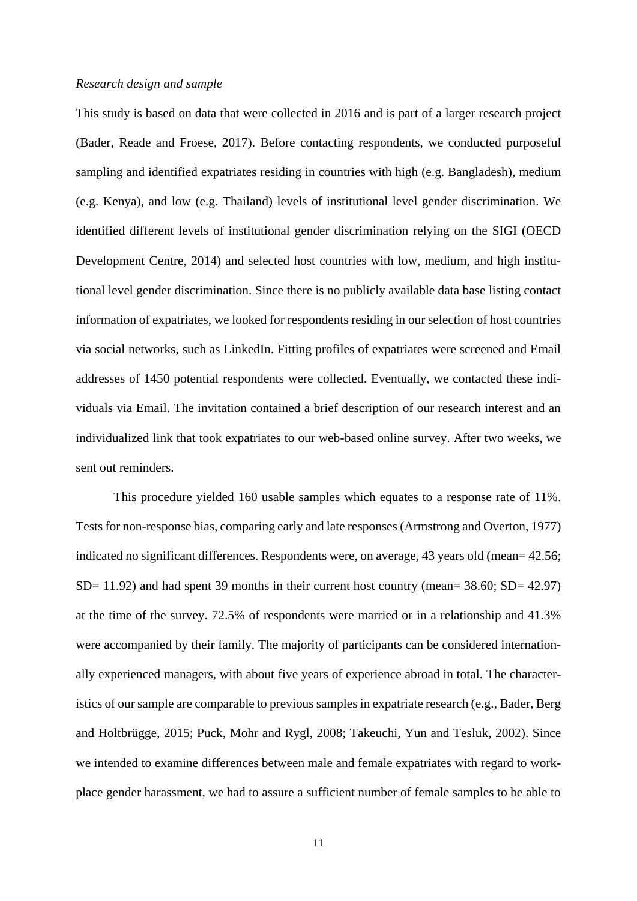*Research design and sample*

This study is based on data that were collected in 2016 and is part of a larger research project (Bader, Reade and Froese, 2017). Before contacting respondents, we conducted purposeful sampling and identified expatriates residing in countries with high (e.g. Bangladesh), medium (e.g. Kenya), and low (e.g. Thailand) levels of institutional level gender discrimination. We identified different levels of institutional gender discrimination relying on the SIGI (OECD Development Centre, 2014) and selected host countries with low, medium, and high institutional level gender discrimination. Since there is no publicly available data base listing contact information of expatriates, we looked for respondents residing in our selection of host countries via social networks, such as LinkedIn. Fitting profiles of expatriates were screened and Email addresses of 1450 potential respondents were collected. Eventually, we contacted these individuals via Email. The invitation contained a brief description of our research interest and an individualized link that took expatriates to our web-based online survey. After two weeks, we sent out reminders.

This procedure yielded 160 usable samples which equates to a response rate of 11%. Tests for non-response bias, comparing early and late responses (Armstrong and Overton, 1977) indicated no significant differences. Respondents were, on average, 43 years old (mean= 42.56; SD= 11.92) and had spent 39 months in their current host country (mean= 38.60; SD= 42.97) at the time of the survey. 72.5% of respondents were married or in a relationship and 41.3% were accompanied by their family. The majority of participants can be considered internationally experienced managers, with about five years of experience abroad in total. The characteristics of our sample are comparable to previous samples in expatriate research (e.g., Bader, Berg and Holtbrügge, 2015; Puck, Mohr and Rygl, 2008; Takeuchi, Yun and Tesluk, 2002). Since we intended to examine differences between male and female expatriates with regard to workplace gender harassment, we had to assure a sufficient number of female samples to be able to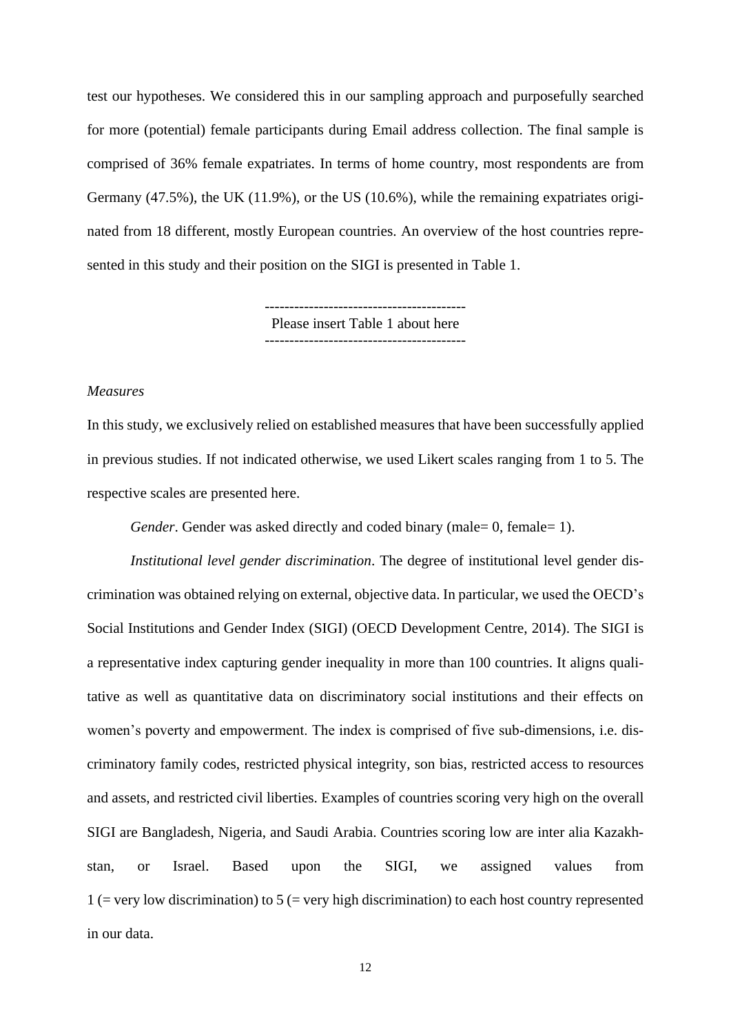test our hypotheses. We considered this in our sampling approach and purposefully searched for more (potential) female participants during Email address collection. The final sample is comprised of 36% female expatriates. In terms of home country, most respondents are from Germany (47.5%), the UK (11.9%), or the US (10.6%), while the remaining expatriates originated from 18 different, mostly European countries. An overview of the host countries represented in this study and their position on the SIGI is presented in Table 1.

----------------------------------------
Please insert Table 1 about here
----------------------------------------

*Measures*

In this study, we exclusively relied on established measures that have been successfully applied in previous studies. If not indicated otherwise, we used Likert scales ranging from 1 to 5. The respective scales are presented here.

*Gender*. Gender was asked directly and coded binary (male= 0, female= 1).

*Institutional level gender discrimination*. The degree of institutional level gender discrimination was obtained relying on external, objective data. In particular, we used the OECD's Social Institutions and Gender Index (SIGI) (OECD Development Centre, 2014). The SIGI is a representative index capturing gender inequality in more than 100 countries. It aligns qualitative as well as quantitative data on discriminatory social institutions and their effects on women's poverty and empowerment. The index is comprised of five sub-dimensions, i.e. discriminatory family codes, restricted physical integrity, son bias, restricted access to resources and assets, and restricted civil liberties. Examples of countries scoring very high on the overall SIGI are Bangladesh, Nigeria, and Saudi Arabia. Countries scoring low are inter alia Kazakhstan, or Israel. Based upon the SIGI, we assigned values from 1 (= very low discrimination) to 5 (= very high discrimination) to each host country represented in our data.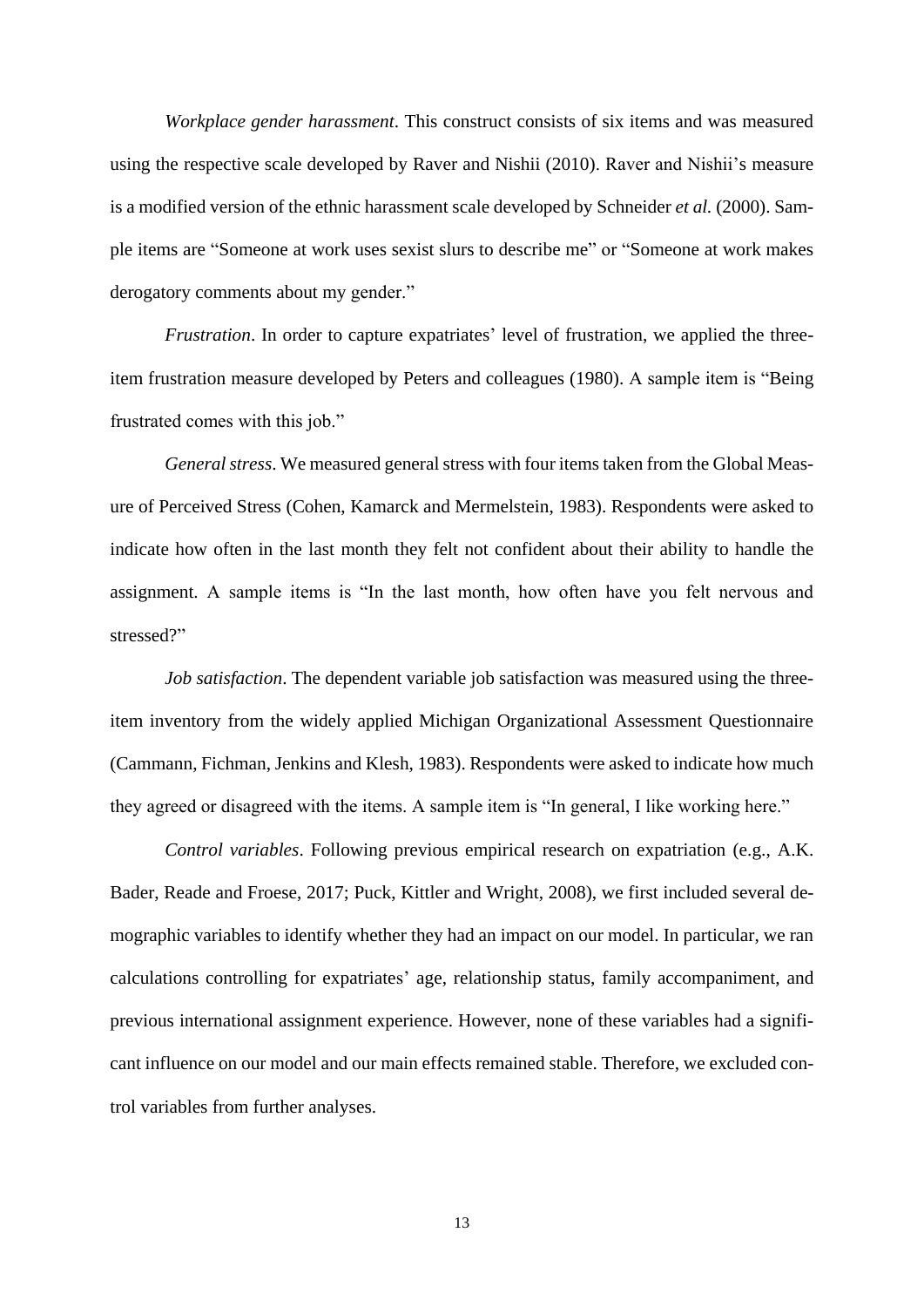*Workplace gender harassment*. This construct consists of six items and was measured using the respective scale developed by Raver and Nishii (2010). Raver and Nishii's measure is a modified version of the ethnic harassment scale developed by Schneider *et al.* (2000). Sample items are "Someone at work uses sexist slurs to describe me" or "Someone at work makes derogatory comments about my gender."

*Frustration*. In order to capture expatriates' level of frustration, we applied the three-item frustration measure developed by Peters and colleagues (1980). A sample item is "Being frustrated comes with this job."

*General stress*. We measured general stress with four items taken from the Global Measure of Perceived Stress (Cohen, Kamarck and Mermelstein, 1983). Respondents were asked to indicate how often in the last month they felt not confident about their ability to handle the assignment. A sample items is "In the last month, how often have you felt nervous and stressed?"

*Job satisfaction*. The dependent variable job satisfaction was measured using the three-item inventory from the widely applied Michigan Organizational Assessment Questionnaire (Cammann, Fichman, Jenkins and Klesh, 1983). Respondents were asked to indicate how much they agreed or disagreed with the items. A sample item is "In general, I like working here."

*Control variables*. Following previous empirical research on expatriation (e.g., A.K. Bader, Reade and Froese, 2017; Puck, Kittler and Wright, 2008), we first included several demographic variables to identify whether they had an impact on our model. In particular, we ran calculations controlling for expatriates' age, relationship status, family accompaniment, and previous international assignment experience. However, none of these variables had a significant influence on our model and our main effects remained stable. Therefore, we excluded control variables from further analyses.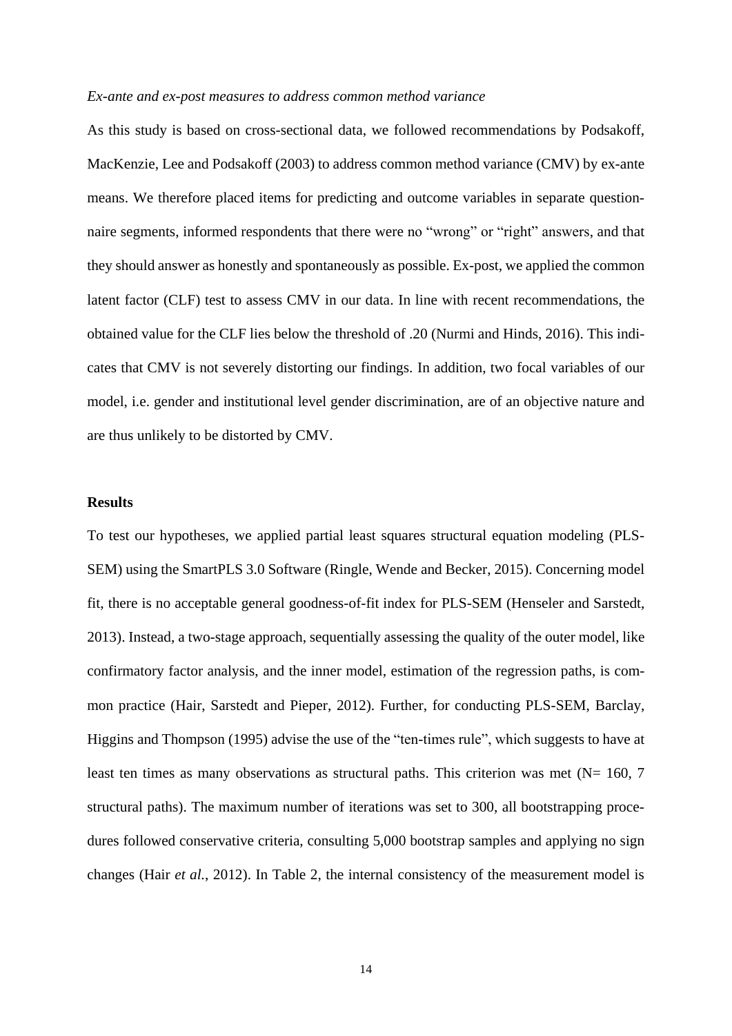*Ex-ante and ex-post measures to address common method variance*

As this study is based on cross-sectional data, we followed recommendations by Podsakoff, MacKenzie, Lee and Podsakoff (2003) to address common method variance (CMV) by ex-ante means. We therefore placed items for predicting and outcome variables in separate questionnaire segments, informed respondents that there were no “wrong” or “right” answers, and that they should answer as honestly and spontaneously as possible. Ex-post, we applied the common latent factor (CLF) test to assess CMV in our data. In line with recent recommendations, the obtained value for the CLF lies below the threshold of .20 (Nurmi and Hinds, 2016). This indicates that CMV is not severely distorting our findings. In addition, two focal variables of our model, i.e. gender and institutional level gender discrimination, are of an objective nature and are thus unlikely to be distorted by CMV.

## Results

To test our hypotheses, we applied partial least squares structural equation modeling (PLS-SEM) using the SmartPLS 3.0 Software (Ringle, Wende and Becker, 2015). Concerning model fit, there is no acceptable general goodness-of-fit index for PLS-SEM (Henseler and Sarstedt, 2013). Instead, a two-stage approach, sequentially assessing the quality of the outer model, like confirmatory factor analysis, and the inner model, estimation of the regression paths, is common practice (Hair, Sarstedt and Pieper, 2012). Further, for conducting PLS-SEM, Barclay, Higgins and Thompson (1995) advise the use of the “ten-times rule”, which suggests to have at least ten times as many observations as structural paths. This criterion was met (N= 160, 7 structural paths). The maximum number of iterations was set to 300, all bootstrapping procedures followed conservative criteria, consulting 5,000 bootstrap samples and applying no sign changes (Hair *et al.*, 2012). In Table 2, the internal consistency of the measurement model is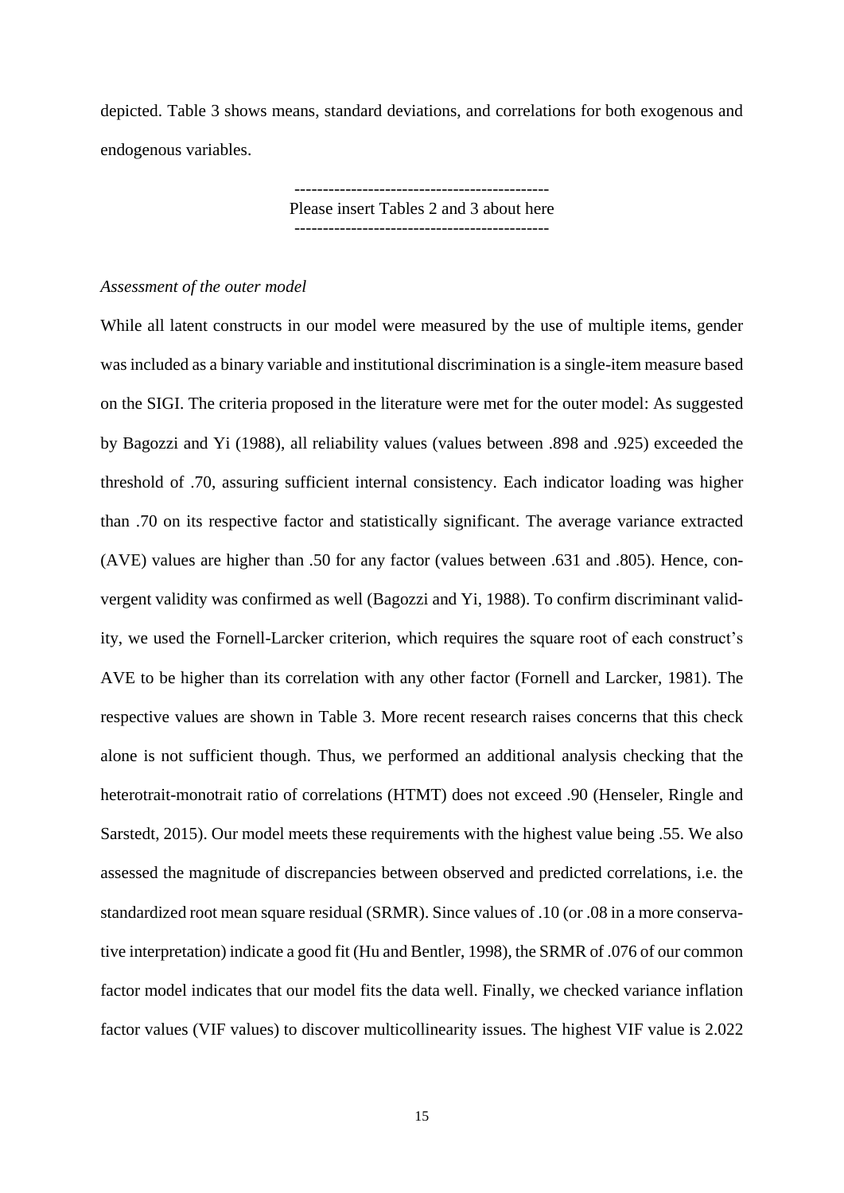depicted. Table 3 shows means, standard deviations, and correlations for both exogenous and endogenous variables.

---------------------------------------------
Please insert Tables 2 and 3 about here
---------------------------------------------

*Assessment of the outer model*

While all latent constructs in our model were measured by the use of multiple items, gender was included as a binary variable and institutional discrimination is a single-item measure based on the SIGI. The criteria proposed in the literature were met for the outer model: As suggested by Bagozzi and Yi (1988), all reliability values (values between .898 and .925) exceeded the threshold of .70, assuring sufficient internal consistency. Each indicator loading was higher than .70 on its respective factor and statistically significant. The average variance extracted (AVE) values are higher than .50 for any factor (values between .631 and .805). Hence, convergent validity was confirmed as well (Bagozzi and Yi, 1988). To confirm discriminant validity, we used the Fornell-Larcker criterion, which requires the square root of each construct's AVE to be higher than its correlation with any other factor (Fornell and Larcker, 1981). The respective values are shown in Table 3. More recent research raises concerns that this check alone is not sufficient though. Thus, we performed an additional analysis checking that the heterotrait-monotrait ratio of correlations (HTMT) does not exceed .90 (Henseler, Ringle and Sarstedt, 2015). Our model meets these requirements with the highest value being .55. We also assessed the magnitude of discrepancies between observed and predicted correlations, i.e. the standardized root mean square residual (SRMR). Since values of .10 (or .08 in a more conservative interpretation) indicate a good fit (Hu and Bentler, 1998), the SRMR of .076 of our common factor model indicates that our model fits the data well. Finally, we checked variance inflation factor values (VIF values) to discover multicollinearity issues. The highest VIF value is 2.022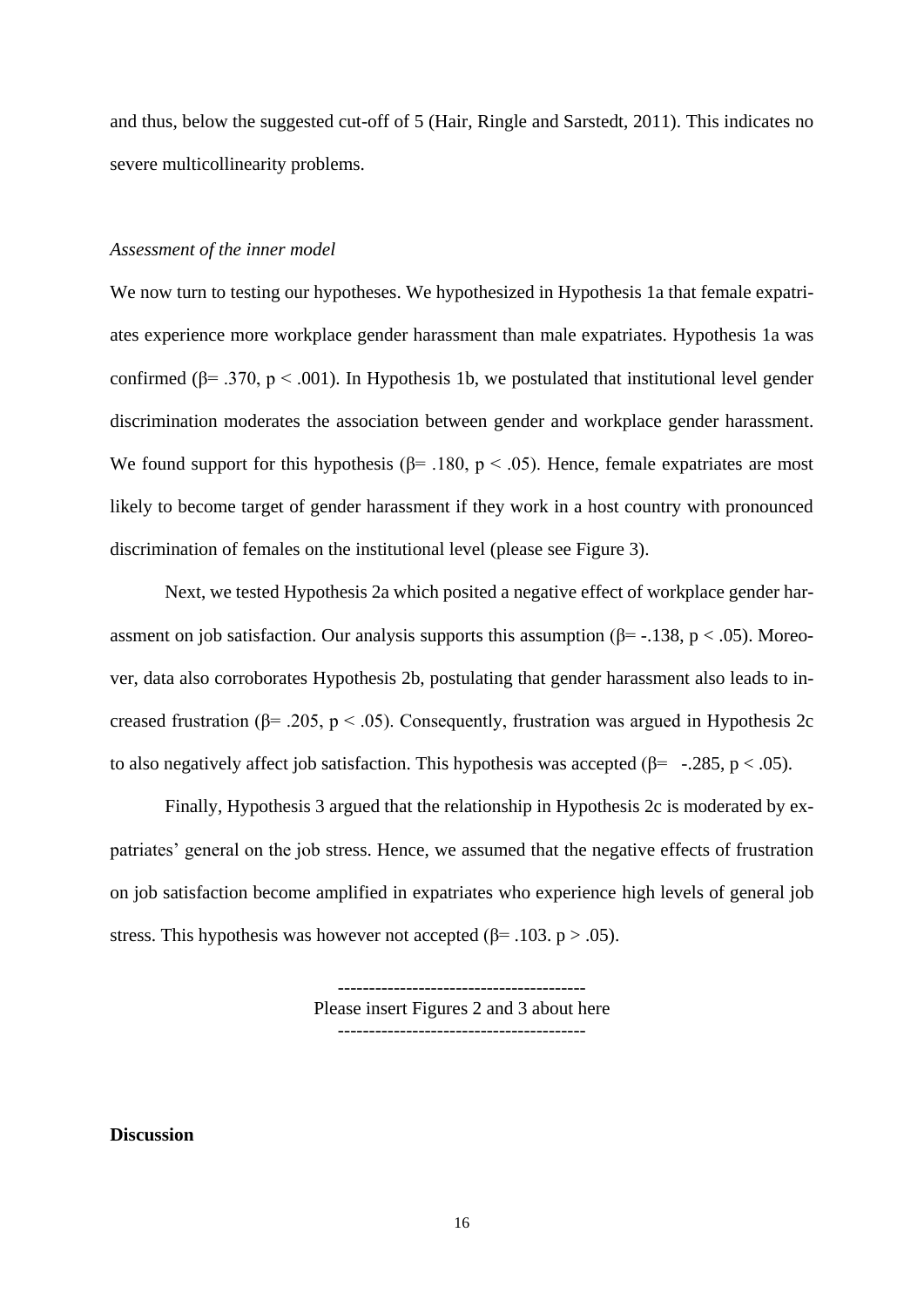and thus, below the suggested cut-off of 5 (Hair, Ringle and Sarstedt, 2011). This indicates no severe multicollinearity problems.

*Assessment of the inner model*

We now turn to testing our hypotheses. We hypothesized in Hypothesis 1a that female expatriates experience more workplace gender harassment than male expatriates. Hypothesis 1a was confirmed ($\beta = .370$, $p < .001$). In Hypothesis 1b, we postulated that institutional level gender discrimination moderates the association between gender and workplace gender harassment. We found support for this hypothesis ($\beta = .180$, $p < .05$). Hence, female expatriates are most likely to become target of gender harassment if they work in a host country with pronounced discrimination of females on the institutional level (please see Figure 3).

Next, we tested Hypothesis 2a which posited a negative effect of workplace gender harassment on job satisfaction. Our analysis supports this assumption ($\beta = -.138$, $p < .05$). Moreover, data also corroborates Hypothesis 2b, postulating that gender harassment also leads to increased frustration ($\beta = .205$, $p < .05$). Consequently, frustration was argued in Hypothesis 2c to also negatively affect job satisfaction. This hypothesis was accepted ($\beta = -.285$, $p < .05$).

Finally, Hypothesis 3 argued that the relationship in Hypothesis 2c is moderated by expatriates' general on the job stress. Hence, we assumed that the negative effects of frustration on job satisfaction become amplified in expatriates who experience high levels of general job stress. This hypothesis was however not accepted ($\beta = .103$. $p > .05$).

---------------------------------------

Please insert Figures 2 and 3 about here

---------------------------------------

**Discussion**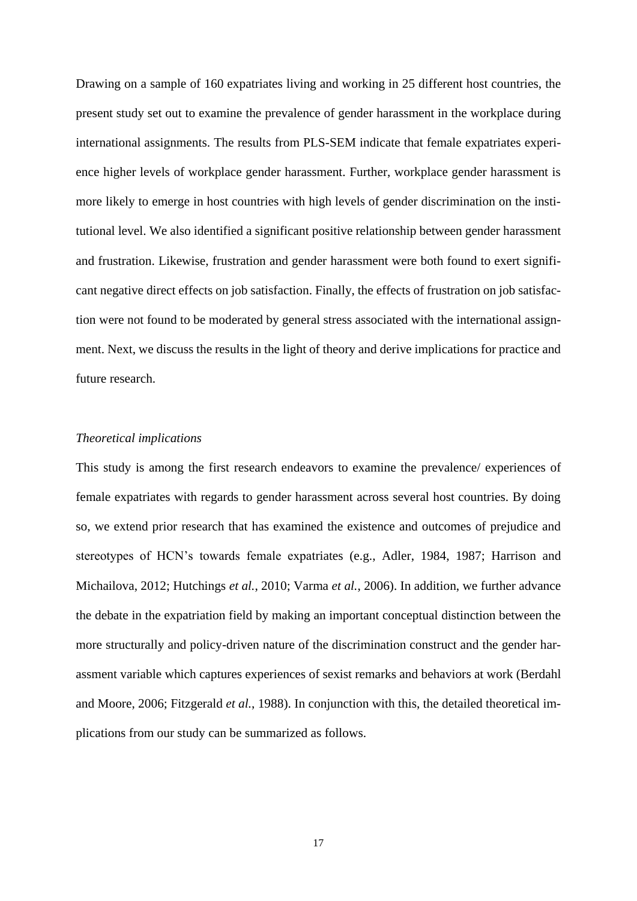Drawing on a sample of 160 expatriates living and working in 25 different host countries, the present study set out to examine the prevalence of gender harassment in the workplace during international assignments. The results from PLS-SEM indicate that female expatriates experience higher levels of workplace gender harassment. Further, workplace gender harassment is more likely to emerge in host countries with high levels of gender discrimination on the institutional level. We also identified a significant positive relationship between gender harassment and frustration. Likewise, frustration and gender harassment were both found to exert significant negative direct effects on job satisfaction. Finally, the effects of frustration on job satisfaction were not found to be moderated by general stress associated with the international assignment. Next, we discuss the results in the light of theory and derive implications for practice and future research.

*Theoretical implications*

This study is among the first research endeavors to examine the prevalence/ experiences of female expatriates with regards to gender harassment across several host countries. By doing so, we extend prior research that has examined the existence and outcomes of prejudice and stereotypes of HCN's towards female expatriates (e.g., Adler, 1984, 1987; Harrison and Michailova, 2012; Hutchings *et al.*, 2010; Varma *et al.*, 2006). In addition, we further advance the debate in the expatriation field by making an important conceptual distinction between the more structurally and policy-driven nature of the discrimination construct and the gender harassment variable which captures experiences of sexist remarks and behaviors at work (Berdahl and Moore, 2006; Fitzgerald *et al.*, 1988). In conjunction with this, the detailed theoretical implications from our study can be summarized as follows.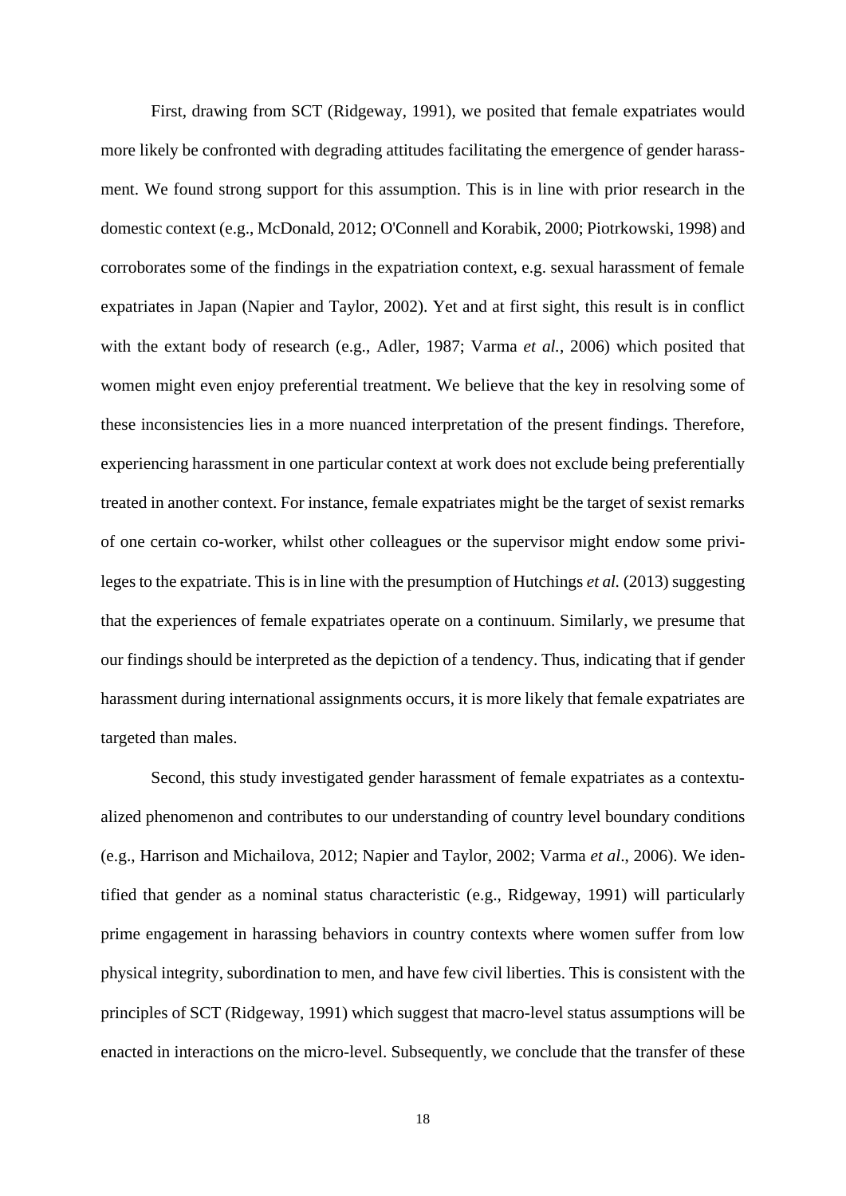First, drawing from SCT (Ridgeway, 1991), we posited that female expatriates would more likely be confronted with degrading attitudes facilitating the emergence of gender harassment. We found strong support for this assumption. This is in line with prior research in the domestic context (e.g., McDonald, 2012; O'Connell and Korabik, 2000; Piotrkowski, 1998) and corroborates some of the findings in the expatriation context, e.g. sexual harassment of female expatriates in Japan (Napier and Taylor, 2002). Yet and at first sight, this result is in conflict with the extant body of research (e.g., Adler, 1987; Varma *et al.*, 2006) which posited that women might even enjoy preferential treatment. We believe that the key in resolving some of these inconsistencies lies in a more nuanced interpretation of the present findings. Therefore, experiencing harassment in one particular context at work does not exclude being preferentially treated in another context. For instance, female expatriates might be the target of sexist remarks of one certain co-worker, whilst other colleagues or the supervisor might endow some privileges to the expatriate. This is in line with the presumption of Hutchings *et al.* (2013) suggesting that the experiences of female expatriates operate on a continuum. Similarly, we presume that our findings should be interpreted as the depiction of a tendency. Thus, indicating that if gender harassment during international assignments occurs, it is more likely that female expatriates are targeted than males.

Second, this study investigated gender harassment of female expatriates as a contextualized phenomenon and contributes to our understanding of country level boundary conditions (e.g., Harrison and Michailova, 2012; Napier and Taylor, 2002; Varma *et al*., 2006). We identified that gender as a nominal status characteristic (e.g., Ridgeway, 1991) will particularly prime engagement in harassing behaviors in country contexts where women suffer from low physical integrity, subordination to men, and have few civil liberties. This is consistent with the principles of SCT (Ridgeway, 1991) which suggest that macro-level status assumptions will be enacted in interactions on the micro-level. Subsequently, we conclude that the transfer of these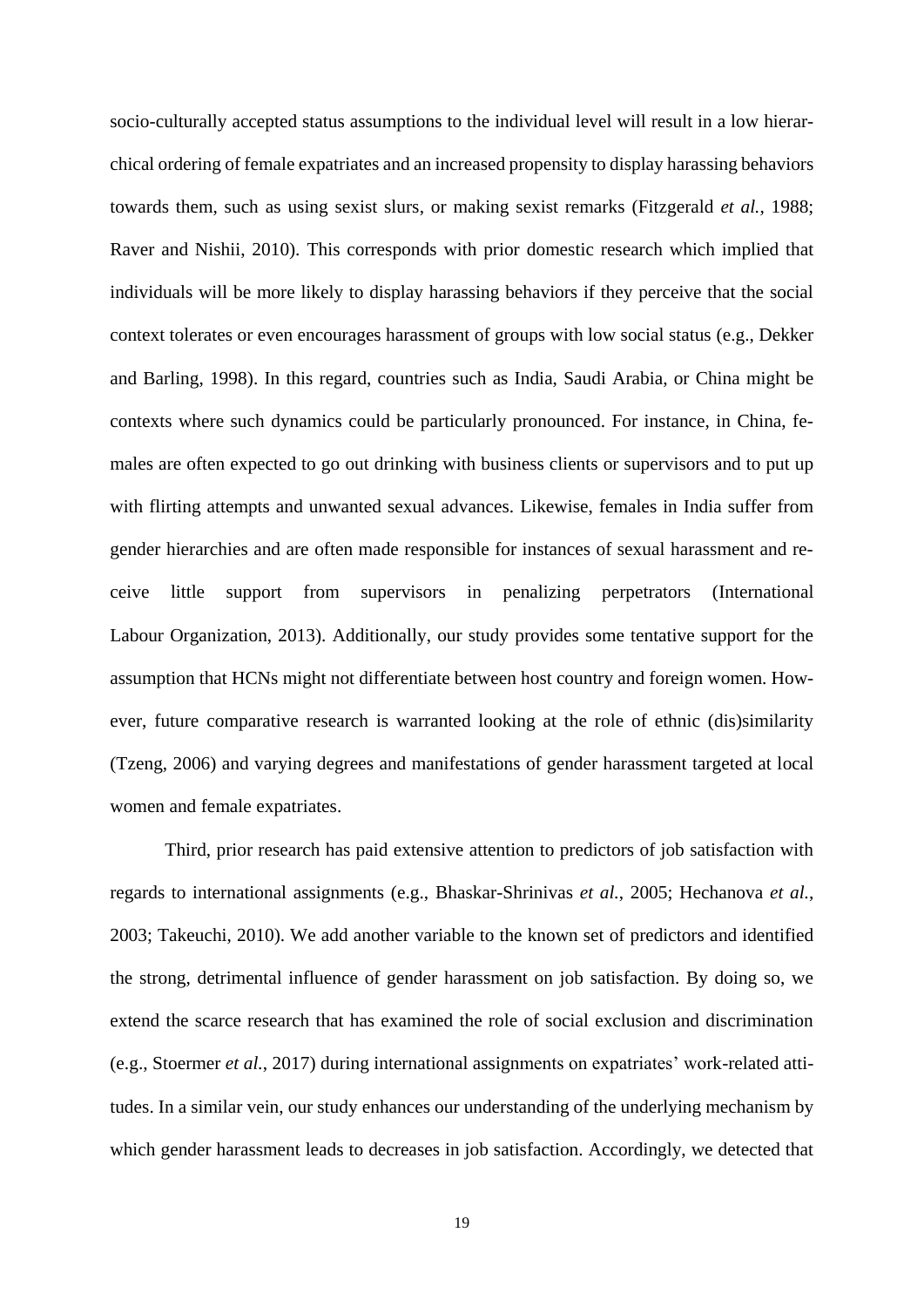socio-culturally accepted status assumptions to the individual level will result in a low hierarchical ordering of female expatriates and an increased propensity to display harassing behaviors towards them, such as using sexist slurs, or making sexist remarks (Fitzgerald *et al.*, 1988; Raver and Nishii, 2010). This corresponds with prior domestic research which implied that individuals will be more likely to display harassing behaviors if they perceive that the social context tolerates or even encourages harassment of groups with low social status (e.g., Dekker and Barling, 1998). In this regard, countries such as India, Saudi Arabia, or China might be contexts where such dynamics could be particularly pronounced. For instance, in China, females are often expected to go out drinking with business clients or supervisors and to put up with flirting attempts and unwanted sexual advances. Likewise, females in India suffer from gender hierarchies and are often made responsible for instances of sexual harassment and receive little support from supervisors in penalizing perpetrators (International Labour Organization, 2013). Additionally, our study provides some tentative support for the assumption that HCNs might not differentiate between host country and foreign women. However, future comparative research is warranted looking at the role of ethnic (dis)similarity (Tzeng, 2006) and varying degrees and manifestations of gender harassment targeted at local women and female expatriates.

Third, prior research has paid extensive attention to predictors of job satisfaction with regards to international assignments (e.g., Bhaskar-Shrinivas *et al.*, 2005; Hechanova *et al.*, 2003; Takeuchi, 2010). We add another variable to the known set of predictors and identified the strong, detrimental influence of gender harassment on job satisfaction. By doing so, we extend the scarce research that has examined the role of social exclusion and discrimination (e.g., Stoermer *et al.*, 2017) during international assignments on expatriates' work-related attitudes. In a similar vein, our study enhances our understanding of the underlying mechanism by which gender harassment leads to decreases in job satisfaction. Accordingly, we detected that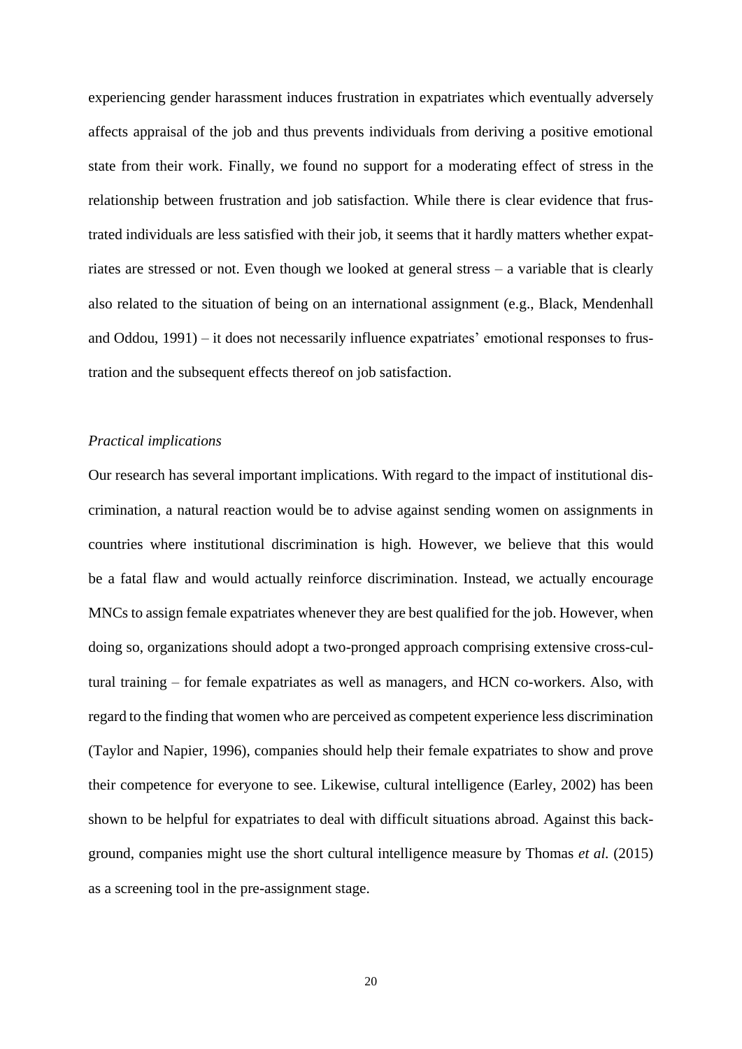experiencing gender harassment induces frustration in expatriates which eventually adversely affects appraisal of the job and thus prevents individuals from deriving a positive emotional state from their work. Finally, we found no support for a moderating effect of stress in the relationship between frustration and job satisfaction. While there is clear evidence that frustrated individuals are less satisfied with their job, it seems that it hardly matters whether expatriates are stressed or not. Even though we looked at general stress – a variable that is clearly also related to the situation of being on an international assignment (e.g., Black, Mendenhall and Oddou, 1991) – it does not necessarily influence expatriates' emotional responses to frustration and the subsequent effects thereof on job satisfaction.

*Practical implications*

Our research has several important implications. With regard to the impact of institutional discrimination, a natural reaction would be to advise against sending women on assignments in countries where institutional discrimination is high. However, we believe that this would be a fatal flaw and would actually reinforce discrimination. Instead, we actually encourage MNCs to assign female expatriates whenever they are best qualified for the job. However, when doing so, organizations should adopt a two-pronged approach comprising extensive cross-cultural training – for female expatriates as well as managers, and HCN co-workers. Also, with regard to the finding that women who are perceived as competent experience less discrimination (Taylor and Napier, 1996), companies should help their female expatriates to show and prove their competence for everyone to see. Likewise, cultural intelligence (Earley, 2002) has been shown to be helpful for expatriates to deal with difficult situations abroad. Against this background, companies might use the short cultural intelligence measure by Thomas *et al.* (2015) as a screening tool in the pre-assignment stage.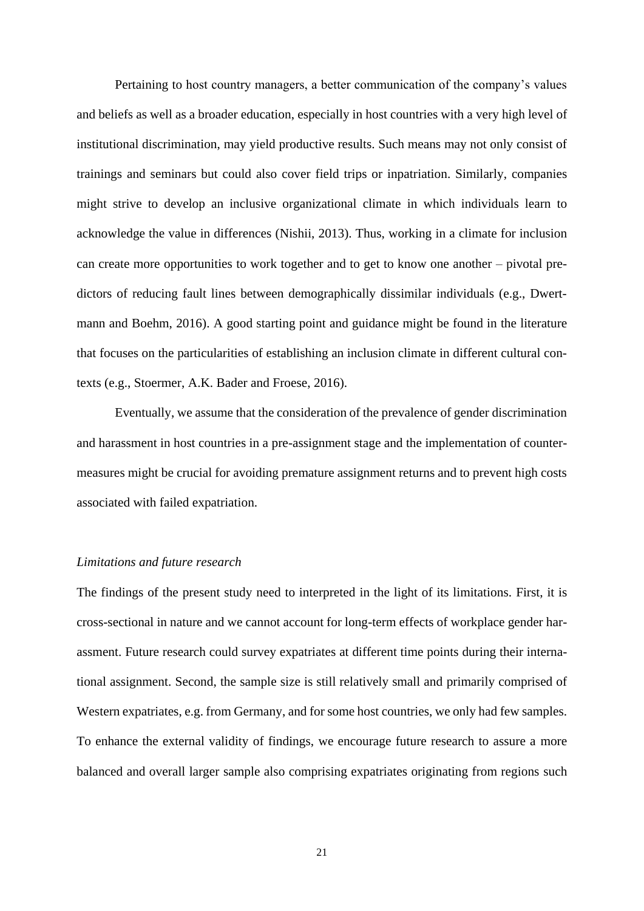Pertaining to host country managers, a better communication of the company's values and beliefs as well as a broader education, especially in host countries with a very high level of institutional discrimination, may yield productive results. Such means may not only consist of trainings and seminars but could also cover field trips or inpatriation. Similarly, companies might strive to develop an inclusive organizational climate in which individuals learn to acknowledge the value in differences (Nishii, 2013). Thus, working in a climate for inclusion can create more opportunities to work together and to get to know one another – pivotal predictors of reducing fault lines between demographically dissimilar individuals (e.g., Dwertmann and Boehm, 2016). A good starting point and guidance might be found in the literature that focuses on the particularities of establishing an inclusion climate in different cultural contexts (e.g., Stoermer, A.K. Bader and Froese, 2016).

Eventually, we assume that the consideration of the prevalence of gender discrimination and harassment in host countries in a pre-assignment stage and the implementation of countermeasures might be crucial for avoiding premature assignment returns and to prevent high costs associated with failed expatriation.

*Limitations and future research*

The findings of the present study need to interpreted in the light of its limitations. First, it is cross-sectional in nature and we cannot account for long-term effects of workplace gender harassment. Future research could survey expatriates at different time points during their international assignment. Second, the sample size is still relatively small and primarily comprised of Western expatriates, e.g. from Germany, and for some host countries, we only had few samples. To enhance the external validity of findings, we encourage future research to assure a more balanced and overall larger sample also comprising expatriates originating from regions such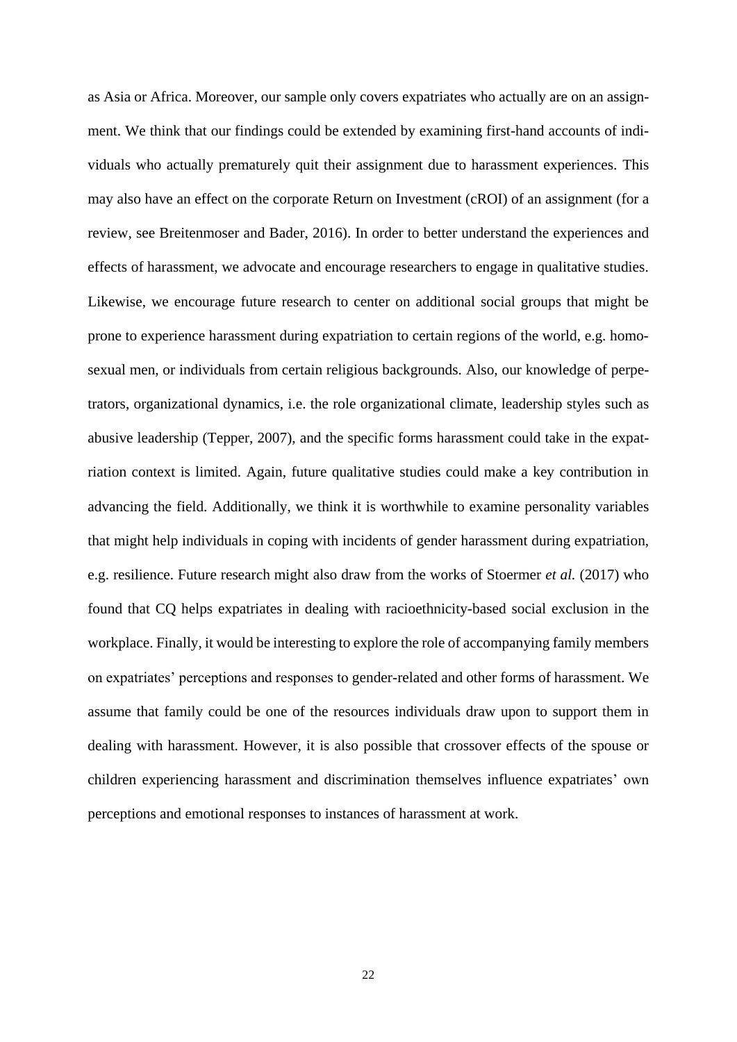as Asia or Africa. Moreover, our sample only covers expatriates who actually are on an assignment. We think that our findings could be extended by examining first-hand accounts of individuals who actually prematurely quit their assignment due to harassment experiences. This may also have an effect on the corporate Return on Investment (cROI) of an assignment (for a review, see Breitenmoser and Bader, 2016). In order to better understand the experiences and effects of harassment, we advocate and encourage researchers to engage in qualitative studies. Likewise, we encourage future research to center on additional social groups that might be prone to experience harassment during expatriation to certain regions of the world, e.g. homosexual men, or individuals from certain religious backgrounds. Also, our knowledge of perpetrators, organizational dynamics, i.e. the role organizational climate, leadership styles such as abusive leadership (Tepper, 2007), and the specific forms harassment could take in the expatriation context is limited. Again, future qualitative studies could make a key contribution in advancing the field. Additionally, we think it is worthwhile to examine personality variables that might help individuals in coping with incidents of gender harassment during expatriation, e.g. resilience. Future research might also draw from the works of Stoermer *et al.* (2017) who found that CQ helps expatriates in dealing with racioethnicity-based social exclusion in the workplace. Finally, it would be interesting to explore the role of accompanying family members on expatriates' perceptions and responses to gender-related and other forms of harassment. We assume that family could be one of the resources individuals draw upon to support them in dealing with harassment. However, it is also possible that crossover effects of the spouse or children experiencing harassment and discrimination themselves influence expatriates' own perceptions and emotional responses to instances of harassment at work.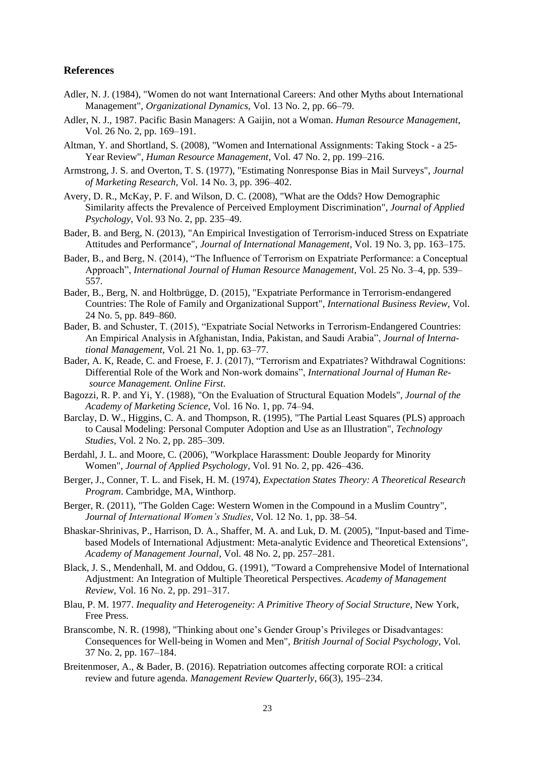## References

Adler, N. J. (1984), "Women do not want International Careers: And other Myths about International Management", *Organizational Dynamics*, Vol. 13 No. 2, pp. 66–79.

Adler, N. J., 1987. Pacific Basin Managers: A Gaijin, not a Woman. *Human Resource Management*, Vol. 26 No. 2, pp. 169–191.

Altman, Y. and Shortland, S. (2008), "Women and International Assignments: Taking Stock - a 25-Year Review", *Human Resource Management*, Vol. 47 No. 2, pp. 199–216.

Armstrong, J. S. and Overton, T. S. (1977), "Estimating Nonresponse Bias in Mail Surveys", *Journal of Marketing Research*, Vol. 14 No. 3, pp. 396–402.

Avery, D. R., McKay, P. F. and Wilson, D. C. (2008), "What are the Odds? How Demographic Similarity affects the Prevalence of Perceived Employment Discrimination", *Journal of Applied Psychology*, Vol. 93 No. 2, pp. 235–49.

Bader, B. and Berg, N. (2013), "An Empirical Investigation of Terrorism-induced Stress on Expatriate Attitudes and Performance", *Journal of International Management*, Vol. 19 No. 3, pp. 163–175.

Bader, B., and Berg, N. (2014), "The Influence of Terrorism on Expatriate Performance: a Conceptual Approach", *International Journal of Human Resource Management*, Vol. 25 No. 3–4, pp. 539–557.

Bader, B., Berg, N. and Holtbrügge, D. (2015), "Expatriate Performance in Terrorism-endangered Countries: The Role of Family and Organizational Support", *International Business Review*, Vol. 24 No. 5, pp. 849–860.

Bader, B. and Schuster, T. (2015), "Expatriate Social Networks in Terrorism-Endangered Countries: An Empirical Analysis in Afghanistan, India, Pakistan, and Saudi Arabia", *Journal of International Management*, Vol. 21 No. 1, pp. 63–77.

Bader, A. K, Reade, C. and Froese, F. J. (2017), "Terrorism and Expatriates? Withdrawal Cognitions: Differential Role of the Work and Non-work domains", *International Journal of Human Resource Management. Online First*.

Bagozzi, R. P. and Yi, Y. (1988), "On the Evaluation of Structural Equation Models", *Journal of the Academy of Marketing Science*, Vol. 16 No. 1, pp. 74–94.

Barclay, D. W., Higgins, C. A. and Thompson, R. (1995), "The Partial Least Squares (PLS) approach to Causal Modeling: Personal Computer Adoption and Use as an Illustration", *Technology Studies*, Vol. 2 No. 2, pp. 285–309.

Berdahl, J. L. and Moore, C. (2006), "Workplace Harassment: Double Jeopardy for Minority Women", *Journal of Applied Psychology*, Vol. 91 No. 2, pp. 426–436.

Berger, J., Conner, T. L. and Fisek, H. M. (1974), *Expectation States Theory: A Theoretical Research Program*. Cambridge, MA, Winthorp.

Berger, R. (2011), "The Golden Cage: Western Women in the Compound in a Muslim Country", *Journal of International Women's Studies*, Vol. 12 No. 1, pp. 38–54.

Bhaskar-Shrinivas, P., Harrison, D. A., Shaffer, M. A. and Luk, D. M. (2005), "Input-based and Time-based Models of International Adjustment: Meta-analytic Evidence and Theoretical Extensions", *Academy of Management Journal*, Vol. 48 No. 2, pp. 257–281.

Black, J. S., Mendenhall, M. and Oddou, G. (1991), "Toward a Comprehensive Model of International Adjustment: An Integration of Multiple Theoretical Perspectives. *Academy of Management Review*, Vol. 16 No. 2, pp. 291–317.

Blau, P. M. 1977. *Inequality and Heterogeneity: A Primitive Theory of Social Structure*, New York, Free Press.

Branscombe, N. R. (1998), "Thinking about one's Gender Group's Privileges or Disadvantages: Consequences for Well-being in Women and Men", *British Journal of Social Psychology*, Vol. 37 No. 2, pp. 167–184.

Breitenmoser, A., & Bader, B. (2016). Repatriation outcomes affecting corporate ROI: a critical review and future agenda. *Management Review Quarterly*, 66(3), 195–234.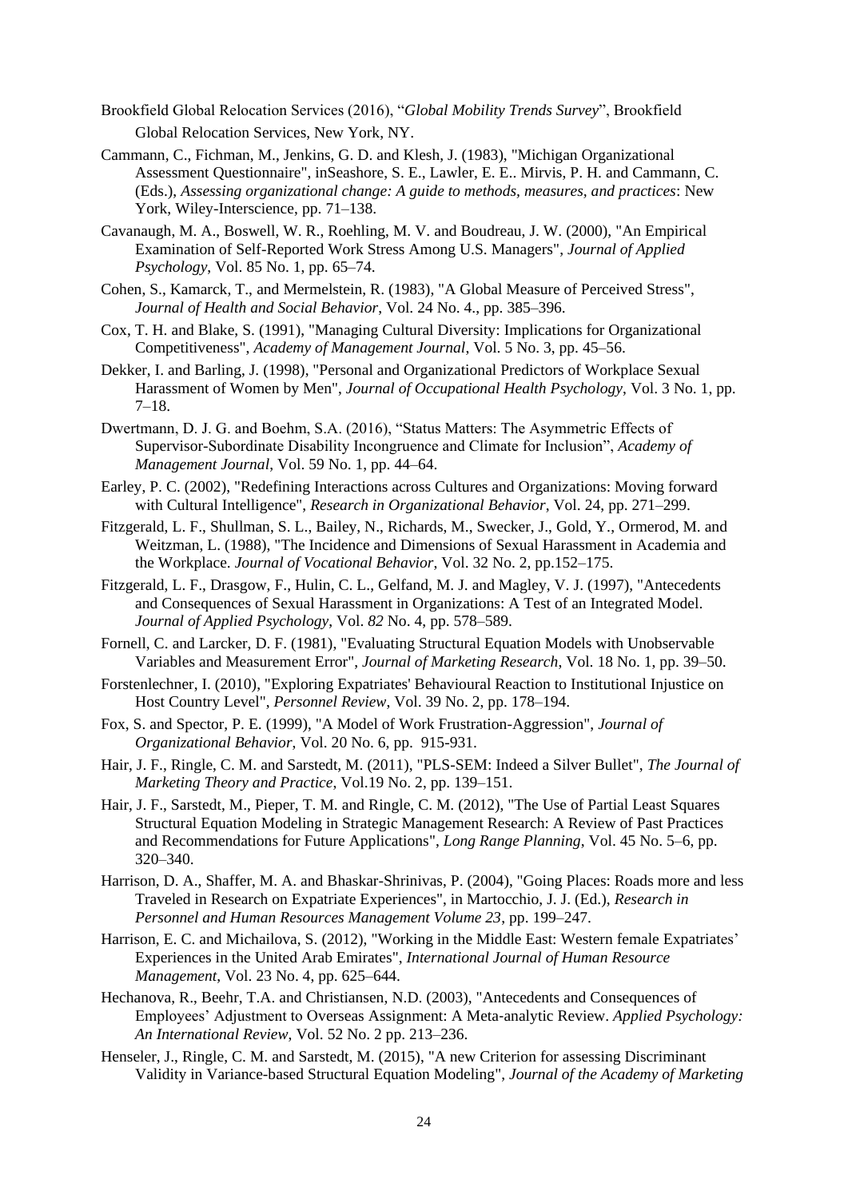Brookfield Global Relocation Services (2016), "*Global Mobility Trends Survey*", Brookfield Global Relocation Services, New York, NY.

Cammann, C., Fichman, M., Jenkins, G. D. and Klesh, J. (1983), "Michigan Organizational Assessment Questionnaire", inSeashore, S. E., Lawler, E. E.. Mirvis, P. H. and Cammann, C. (Eds.), *Assessing organizational change: A guide to methods, measures, and practices*: New York, Wiley-Interscience, pp. 71–138.

Cavanaugh, M. A., Boswell, W. R., Roehling, M. V. and Boudreau, J. W. (2000), "An Empirical Examination of Self-Reported Work Stress Among U.S. Managers", *Journal of Applied Psychology*, Vol. 85 No. 1, pp. 65–74.

Cohen, S., Kamarck, T., and Mermelstein, R. (1983), "A Global Measure of Perceived Stress", *Journal of Health and Social Behavior*, Vol. 24 No. 4., pp. 385–396.

Cox, T. H. and Blake, S. (1991), "Managing Cultural Diversity: Implications for Organizational Competitiveness", *Academy of Management Journal*, Vol. 5 No. 3, pp. 45–56.

Dekker, I. and Barling, J. (1998), "Personal and Organizational Predictors of Workplace Sexual Harassment of Women by Men", *Journal of Occupational Health Psychology*, Vol. 3 No. 1, pp. 7–18.

Dwertmann, D. J. G. and Boehm, S.A. (2016), "Status Matters: The Asymmetric Effects of Supervisor-Subordinate Disability Incongruence and Climate for Inclusion", *Academy of Management Journal*, Vol. 59 No. 1, pp. 44–64.

Earley, P. C. (2002), "Redefining Interactions across Cultures and Organizations: Moving forward with Cultural Intelligence", *Research in Organizational Behavior*, Vol. 24, pp. 271–299.

Fitzgerald, L. F., Shullman, S. L., Bailey, N., Richards, M., Swecker, J., Gold, Y., Ormerod, M. and Weitzman, L. (1988), "The Incidence and Dimensions of Sexual Harassment in Academia and the Workplace. *Journal of Vocational Behavior*, Vol. 32 No. 2, pp.152–175.

Fitzgerald, L. F., Drasgow, F., Hulin, C. L., Gelfand, M. J. and Magley, V. J. (1997), "Antecedents and Consequences of Sexual Harassment in Organizations: A Test of an Integrated Model. *Journal of Applied Psychology*, Vol. *82* No. 4, pp. 578–589.

Fornell, C. and Larcker, D. F. (1981), "Evaluating Structural Equation Models with Unobservable Variables and Measurement Error", *Journal of Marketing Research*, Vol. 18 No. 1, pp. 39–50.

Forstenlechner, I. (2010), "Exploring Expatriates' Behavioural Reaction to Institutional Injustice on Host Country Level", *Personnel Review*, Vol. 39 No. 2, pp. 178–194.

Fox, S. and Spector, P. E. (1999), "A Model of Work Frustration-Aggression", *Journal of Organizational Behavior*, Vol. 20 No. 6, pp. 915-931.

Hair, J. F., Ringle, C. M. and Sarstedt, M. (2011), "PLS-SEM: Indeed a Silver Bullet", *The Journal of Marketing Theory and Practice*, Vol.19 No. 2, pp. 139–151.

Hair, J. F., Sarstedt, M., Pieper, T. M. and Ringle, C. M. (2012), "The Use of Partial Least Squares Structural Equation Modeling in Strategic Management Research: A Review of Past Practices and Recommendations for Future Applications", *Long Range Planning*, Vol. 45 No. 5–6, pp. 320–340.

Harrison, D. A., Shaffer, M. A. and Bhaskar-Shrinivas, P. (2004), "Going Places: Roads more and less Traveled in Research on Expatriate Experiences", in Martocchio, J. J. (Ed.), *Research in Personnel and Human Resources Management Volume 23*, pp. 199–247.

Harrison, E. C. and Michailova, S. (2012), "Working in the Middle East: Western female Expatriates' Experiences in the United Arab Emirates", *International Journal of Human Resource Management*, Vol. 23 No. 4, pp. 625–644.

Hechanova, R., Beehr, T.A. and Christiansen, N.D. (2003), "Antecedents and Consequences of Employees' Adjustment to Overseas Assignment: A Meta-analytic Review. *Applied Psychology: An International Review*, Vol. 52 No. 2 pp. 213–236.

Henseler, J., Ringle, C. M. and Sarstedt, M. (2015), "A new Criterion for assessing Discriminant Validity in Variance-based Structural Equation Modeling", *Journal of the Academy of Marketing*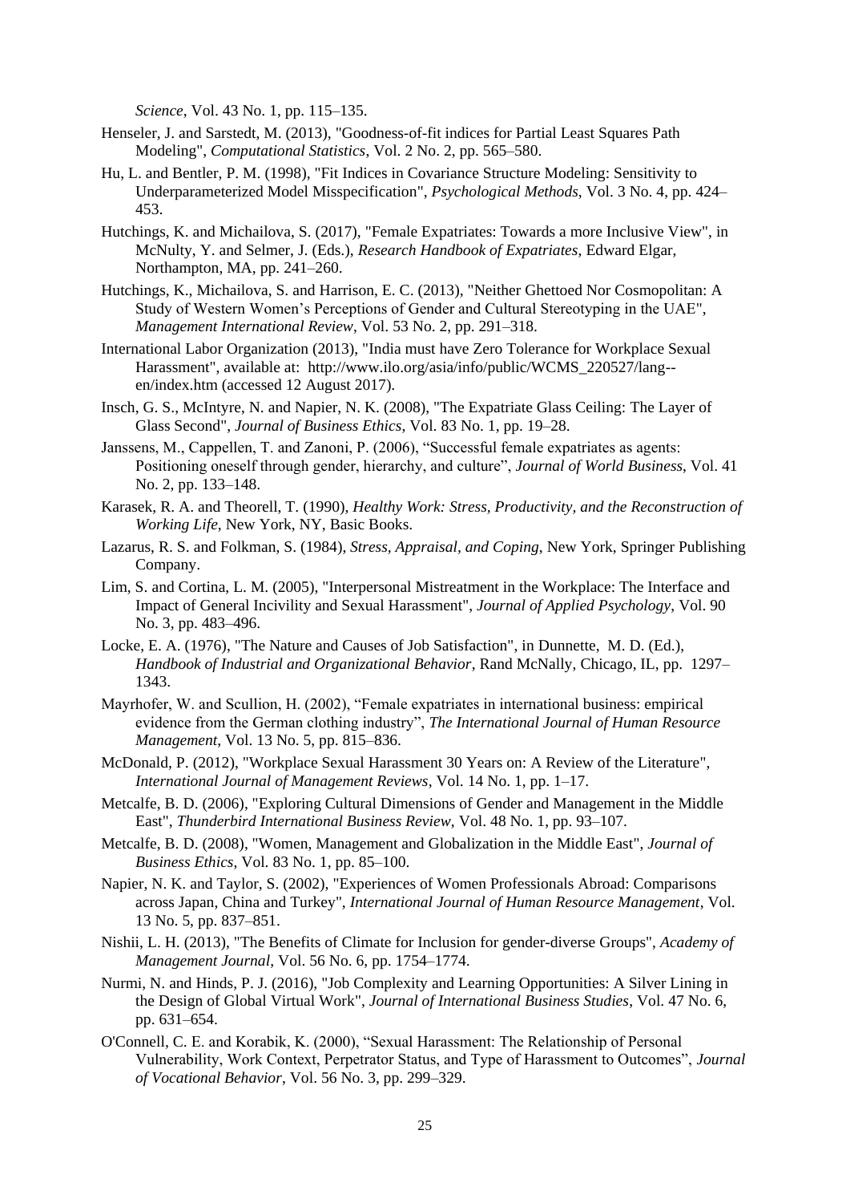*Science*, Vol. 43 No. 1, pp. 115–135.

Henseler, J. and Sarstedt, M. (2013), "Goodness-of-fit indices for Partial Least Squares Path Modeling", *Computational Statistics*, Vol. 2 No. 2, pp. 565–580.

Hu, L. and Bentler, P. M. (1998), "Fit Indices in Covariance Structure Modeling: Sensitivity to Underparameterized Model Misspecification", *Psychological Methods*, Vol. 3 No. 4, pp. 424–453.

Hutchings, K. and Michailova, S. (2017), "Female Expatriates: Towards a more Inclusive View", in McNulty, Y. and Selmer, J. (Eds.), *Research Handbook of Expatriates*, Edward Elgar, Northampton, MA, pp. 241–260.

Hutchings, K., Michailova, S. and Harrison, E. C. (2013), "Neither Ghettoed Nor Cosmopolitan: A Study of Western Women's Perceptions of Gender and Cultural Stereotyping in the UAE", *Management International Review*, Vol. 53 No. 2, pp. 291–318.

International Labor Organization (2013), "India must have Zero Tolerance for Workplace Sexual Harassment", available at: http://www.ilo.org/asia/info/public/WCMS_220527/lang--en/index.htm (accessed 12 August 2017).

Insch, G. S., McIntyre, N. and Napier, N. K. (2008), "The Expatriate Glass Ceiling: The Layer of Glass Second", *Journal of Business Ethics*, Vol. 83 No. 1, pp. 19–28.

Janssens, M., Cappellen, T. and Zanoni, P. (2006), "Successful female expatriates as agents: Positioning oneself through gender, hierarchy, and culture", *Journal of World Business*, Vol. 41 No. 2, pp. 133–148.

Karasek, R. A. and Theorell, T. (1990), *Healthy Work: Stress, Productivity, and the Reconstruction of Working Life*, New York, NY, Basic Books.

Lazarus, R. S. and Folkman, S. (1984), *Stress, Appraisal, and Coping*, New York, Springer Publishing Company.

Lim, S. and Cortina, L. M. (2005), "Interpersonal Mistreatment in the Workplace: The Interface and Impact of General Incivility and Sexual Harassment", *Journal of Applied Psychology*, Vol. 90 No. 3, pp. 483–496.

Locke, E. A. (1976), "The Nature and Causes of Job Satisfaction", in Dunnette, M. D. (Ed.), *Handbook of Industrial and Organizational Behavior*, Rand McNally, Chicago, IL, pp. 1297–1343.

Mayrhofer, W. and Scullion, H. (2002), "Female expatriates in international business: empirical evidence from the German clothing industry", *The International Journal of Human Resource Management*, Vol. 13 No. 5, pp. 815–836.

McDonald, P. (2012), "Workplace Sexual Harassment 30 Years on: A Review of the Literature", *International Journal of Management Reviews*, Vol. 14 No. 1, pp. 1–17.

Metcalfe, B. D. (2006), "Exploring Cultural Dimensions of Gender and Management in the Middle East", *Thunderbird International Business Review*, Vol. 48 No. 1, pp. 93–107.

Metcalfe, B. D. (2008), "Women, Management and Globalization in the Middle East", *Journal of Business Ethics*, Vol. 83 No. 1, pp. 85–100.

Napier, N. K. and Taylor, S. (2002), "Experiences of Women Professionals Abroad: Comparisons across Japan, China and Turkey", *International Journal of Human Resource Management*, Vol. 13 No. 5, pp. 837–851.

Nishii, L. H. (2013), "The Benefits of Climate for Inclusion for gender-diverse Groups", *Academy of Management Journal*, Vol. 56 No. 6, pp. 1754–1774.

Nurmi, N. and Hinds, P. J. (2016), "Job Complexity and Learning Opportunities: A Silver Lining in the Design of Global Virtual Work", *Journal of International Business Studies*, Vol. 47 No. 6, pp. 631–654.

O'Connell, C. E. and Korabik, K. (2000), "Sexual Harassment: The Relationship of Personal Vulnerability, Work Context, Perpetrator Status, and Type of Harassment to Outcomes", *Journal of Vocational Behavior*, Vol. 56 No. 3, pp. 299–329.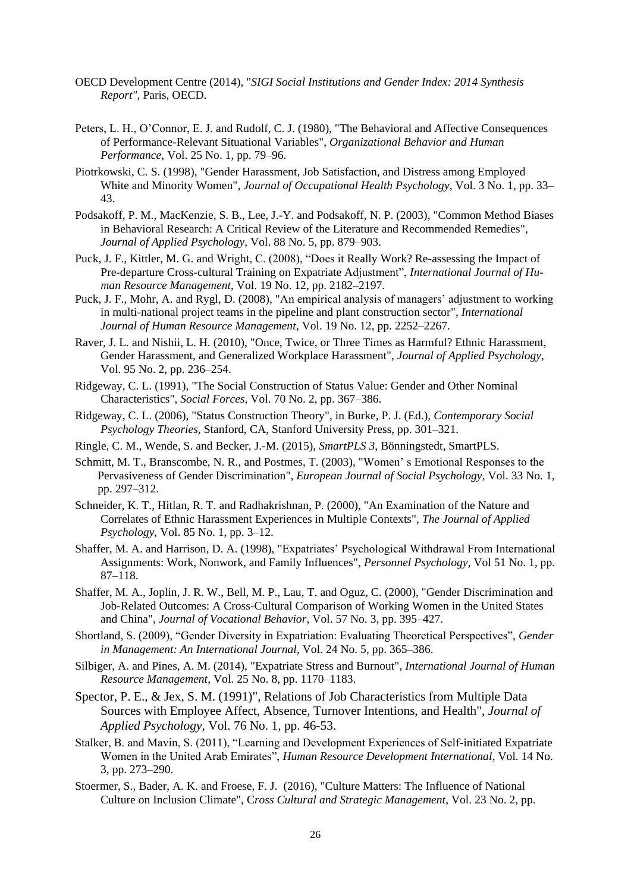OECD Development Centre (2014), "*SIGI Social Institutions and Gender Index: 2014 Synthesis Report"*, Paris, OECD.

Peters, L. H., O'Connor, E. J. and Rudolf, C. J. (1980), "The Behavioral and Affective Consequences of Performance-Relevant Situational Variables", *Organizational Behavior and Human Performance*, Vol. 25 No. 1, pp. 79–96.

Piotrkowski, C. S. (1998), "Gender Harassment, Job Satisfaction, and Distress among Employed White and Minority Women", *Journal of Occupational Health Psychology*, Vol. 3 No. 1, pp. 33–43.

Podsakoff, P. M., MacKenzie, S. B., Lee, J.-Y. and Podsakoff, N. P. (2003), "Common Method Biases in Behavioral Research: A Critical Review of the Literature and Recommended Remedies", *Journal of Applied Psychology*, Vol. 88 No. 5, pp. 879–903.

Puck, J. F., Kittler, M. G. and Wright, C. (2008), "Does it Really Work? Re-assessing the Impact of Pre-departure Cross-cultural Training on Expatriate Adjustment", *International Journal of Human Resource Management*, Vol. 19 No. 12, pp. 2182–2197.

Puck, J. F., Mohr, A. and Rygl, D. (2008), "An empirical analysis of managers' adjustment to working in multi-national project teams in the pipeline and plant construction sector", *International Journal of Human Resource Management*, Vol. 19 No. 12, pp. 2252–2267.

Raver, J. L. and Nishii, L. H. (2010), "Once, Twice, or Three Times as Harmful? Ethnic Harassment, Gender Harassment, and Generalized Workplace Harassment", *Journal of Applied Psychology*, Vol. 95 No. 2, pp. 236–254.

Ridgeway, C. L. (1991), "The Social Construction of Status Value: Gender and Other Nominal Characteristics", *Social Forces*, Vol. 70 No. 2, pp. 367–386.

Ridgeway, C. L. (2006), "Status Construction Theory", in Burke, P. J. (Ed.), *Contemporary Social Psychology Theories*, Stanford, CA, Stanford University Press, pp. 301–321.

Ringle, C. M., Wende, S. and Becker, J.-M. (2015), *SmartPLS 3*, Bönningstedt, SmartPLS.

Schmitt, M. T., Branscombe, N. R., and Postmes, T. (2003), "Women' s Emotional Responses to the Pervasiveness of Gender Discrimination", *European Journal of Social Psychology*, Vol. 33 No. 1, pp. 297–312.

Schneider, K. T., Hitlan, R. T. and Radhakrishnan, P. (2000), "An Examination of the Nature and Correlates of Ethnic Harassment Experiences in Multiple Contexts", *The Journal of Applied Psychology*, Vol. 85 No. 1, pp. 3–12.

Shaffer, M. A. and Harrison, D. A. (1998), "Expatriates' Psychological Withdrawal From International Assignments: Work, Nonwork, and Family Influences", *Personnel Psychology*, Vol 51 No. 1, pp. 87–118.

Shaffer, M. A., Joplin, J. R. W., Bell, M. P., Lau, T. and Oguz, C. (2000), "Gender Discrimination and Job-Related Outcomes: A Cross-Cultural Comparison of Working Women in the United States and China", *Journal of Vocational Behavior*, Vol. 57 No. 3, pp. 395–427.

Shortland, S. (2009), "Gender Diversity in Expatriation: Evaluating Theoretical Perspectives", *Gender in Management: An International Journal*, Vol. 24 No. 5, pp. 365–386.

Silbiger, A. and Pines, A. M. (2014), "Expatriate Stress and Burnout", *International Journal of Human Resource Management*, Vol. 25 No. 8, pp. 1170–1183.

Spector, P. E., & Jex, S. M. (1991)", Relations of Job Characteristics from Multiple Data Sources with Employee Affect, Absence, Turnover Intentions, and Health", *Journal of Applied Psychology*, Vol. 76 No. 1, pp. 46-53.

Stalker, B. and Mavin, S. (2011), "Learning and Development Experiences of Self-initiated Expatriate Women in the United Arab Emirates", *Human Resource Development International*, Vol. 14 No. 3, pp. 273–290.

Stoermer, S., Bader, A. K. and Froese, F. J. (2016), "Culture Matters: The Influence of National Culture on Inclusion Climate", C*ross Cultural and Strategic Management*, Vol. 23 No. 2, pp.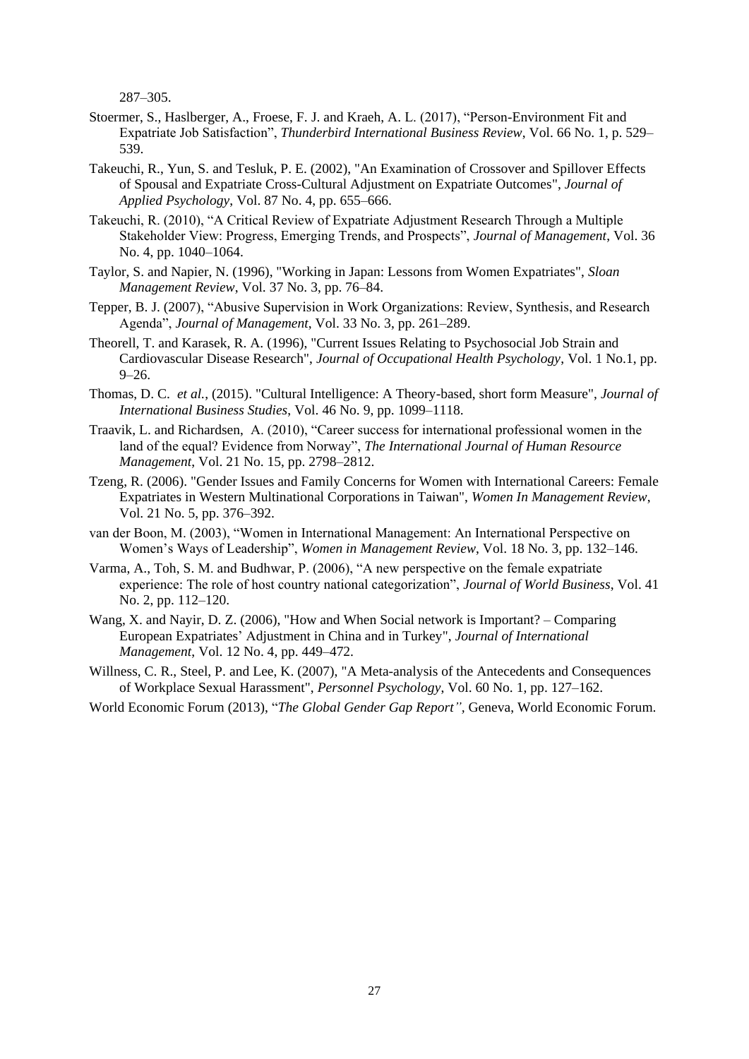287–305.

Stoermer, S., Haslberger, A., Froese, F. J. and Kraeh, A. L. (2017), "Person-Environment Fit and Expatriate Job Satisfaction", *Thunderbird International Business Review*, Vol. 66 No. 1, p. 529–539.

Takeuchi, R., Yun, S. and Tesluk, P. E. (2002), "An Examination of Crossover and Spillover Effects of Spousal and Expatriate Cross-Cultural Adjustment on Expatriate Outcomes", *Journal of Applied Psychology*, Vol. 87 No. 4, pp. 655–666.

Takeuchi, R. (2010), "A Critical Review of Expatriate Adjustment Research Through a Multiple Stakeholder View: Progress, Emerging Trends, and Prospects", *Journal of Management*, Vol. 36 No. 4, pp. 1040–1064.

Taylor, S. and Napier, N. (1996), "Working in Japan: Lessons from Women Expatriates", *Sloan Management Review*, Vol. 37 No. 3, pp. 76–84.

Tepper, B. J. (2007), "Abusive Supervision in Work Organizations: Review, Synthesis, and Research Agenda", *Journal of Management*, Vol. 33 No. 3, pp. 261–289.

Theorell, T. and Karasek, R. A. (1996), "Current Issues Relating to Psychosocial Job Strain and Cardiovascular Disease Research", *Journal of Occupational Health Psychology*, Vol. 1 No.1, pp. 9–26.

Thomas, D. C. *et al.*, (2015). "Cultural Intelligence: A Theory-based, short form Measure", *Journal of International Business Studies*, Vol. 46 No. 9, pp. 1099–1118.

Traavik, L. and Richardsen, A. (2010), "Career success for international professional women in the land of the equal? Evidence from Norway", *The International Journal of Human Resource Management*, Vol. 21 No. 15, pp. 2798–2812.

Tzeng, R. (2006). "Gender Issues and Family Concerns for Women with International Careers: Female Expatriates in Western Multinational Corporations in Taiwan", *Women In Management Review*, Vol. 21 No. 5, pp. 376–392.

van der Boon, M. (2003), "Women in International Management: An International Perspective on Women's Ways of Leadership", *Women in Management Review*, Vol. 18 No. 3, pp. 132–146.

Varma, A., Toh, S. M. and Budhwar, P. (2006), "A new perspective on the female expatriate experience: The role of host country national categorization", *Journal of World Business*, Vol. 41 No. 2, pp. 112–120.

Wang, X. and Nayir, D. Z. (2006), "How and When Social network is Important? – Comparing European Expatriates' Adjustment in China and in Turkey", *Journal of International Management*, Vol. 12 No. 4, pp. 449–472.

Willness, C. R., Steel, P. and Lee, K. (2007), "A Meta-analysis of the Antecedents and Consequences of Workplace Sexual Harassment", *Personnel Psychology*, Vol. 60 No. 1, pp. 127–162.

World Economic Forum (2013), "*The Global Gender Gap Report"*, Geneva, World Economic Forum.